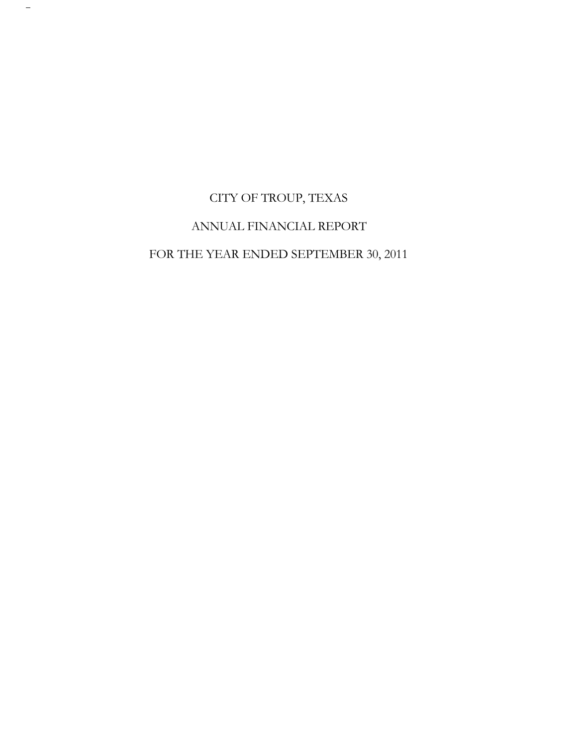# CITY OF TROUP, TEXAS

## ANNUAL FINANCIAL REPORT

## FOR THE YEAR ENDED SEPTEMBER 30, 2011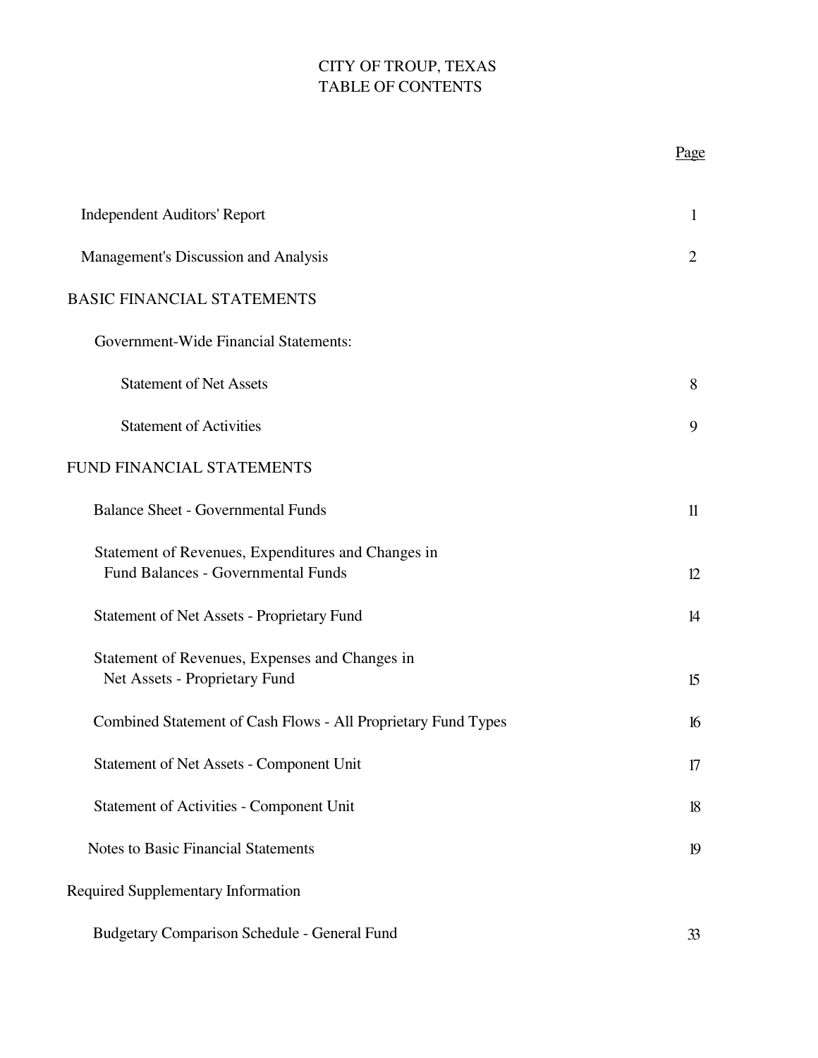# CITY OF TROUP, TEXAS
## TABLE OF CONTENTS

| | Page |
|---|---|
| Independent Auditors' Report | 1 |
| Management's Discussion and Analysis | 2 |
| **BASIC FINANCIAL STATEMENTS** | |
| Government-Wide Financial Statements: | |
| Statement of Net Assets | 8 |
| Statement of Activities | 9 |
| **FUND FINANCIAL STATEMENTS** | |
| Balance Sheet - Governmental Funds | 11 |
| Statement of Revenues, Expenditures and Changes in Fund Balances - Governmental Funds | 12 |
| Statement of Net Assets - Proprietary Fund | 14 |
| Statement of Revenues, Expenses and Changes in Net Assets - Proprietary Fund | 15 |
| Combined Statement of Cash Flows - All Proprietary Fund Types | 16 |
| Statement of Net Assets - Component Unit | 17 |
| Statement of Activities - Component Unit | 18 |
| Notes to Basic Financial Statements | 19 |
| **Required Supplementary Information** | |
| Budgetary Comparison Schedule - General Fund | 33 |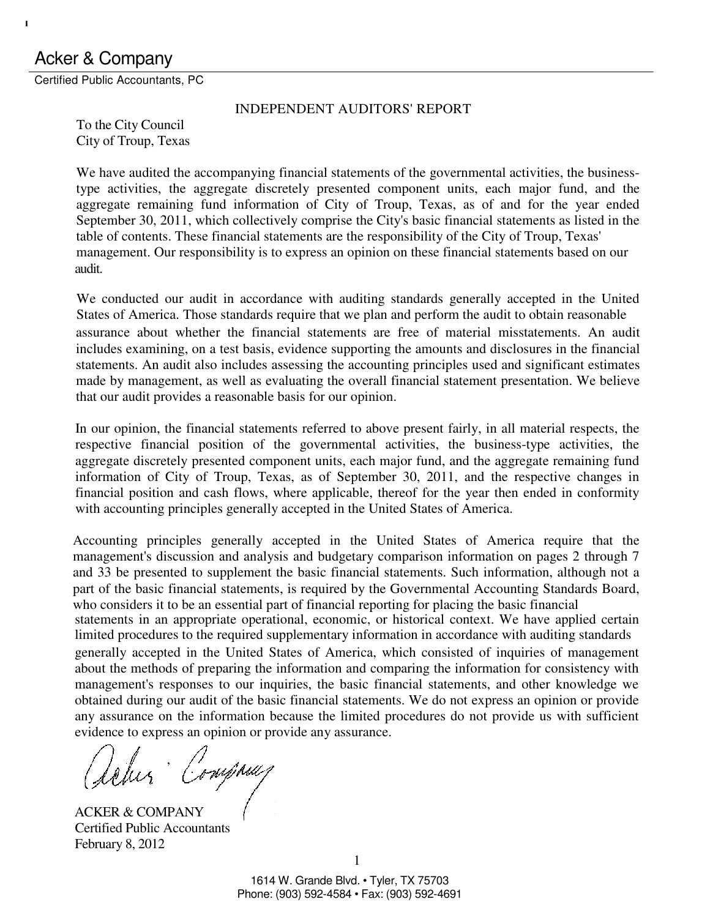Acker & Company

Certified Public Accountants, PC

# INDEPENDENT AUDITORS' REPORT

To the City Council
City of Troup, Texas

We have audited the accompanying financial statements of the governmental activities, the business-type activities, the aggregate discretely presented component units, each major fund, and the aggregate remaining fund information of City of Troup, Texas, as of and for the year ended September 30, 2011, which collectively comprise the City's basic financial statements as listed in the table of contents. These financial statements are the responsibility of the City of Troup, Texas' management. Our responsibility is to express an opinion on these financial statements based on our audit.

We conducted our audit in accordance with auditing standards generally accepted in the United States of America. Those standards require that we plan and perform the audit to obtain reasonable assurance about whether the financial statements are free of material misstatements. An audit includes examining, on a test basis, evidence supporting the amounts and disclosures in the financial statements. An audit also includes assessing the accounting principles used and significant estimates made by management, as well as evaluating the overall financial statement presentation. We believe that our audit provides a reasonable basis for our opinion.

In our opinion, the financial statements referred to above present fairly, in all material respects, the respective financial position of the governmental activities, the business-type activities, the aggregate discretely presented component units, each major fund, and the aggregate remaining fund information of City of Troup, Texas, as of September 30, 2011, and the respective changes in financial position and cash flows, where applicable, thereof for the year then ended in conformity with accounting principles generally accepted in the United States of America.

Accounting principles generally accepted in the United States of America require that the management's discussion and analysis and budgetary comparison information on pages 2 through 7 and 33 be presented to supplement the basic financial statements. Such information, although not a part of the basic financial statements, is required by the Governmental Accounting Standards Board, who considers it to be an essential part of financial reporting for placing the basic financial statements in an appropriate operational, economic, or historical context. We have applied certain limited procedures to the required supplementary information in accordance with auditing standards generally accepted in the United States of America, which consisted of inquiries of management about the methods of preparing the information and comparing the information for consistency with management's responses to our inquiries, the basic financial statements, and other knowledge we obtained during our audit of the basic financial statements. We do not express an opinion or provide any assurance on the information because the limited procedures do not provide us with sufficient evidence to express an opinion or provide any assurance.

Acker & Company

ACKER & COMPANY
Certified Public Accountants
February 8, 2012

1614 W. Grande Blvd. • Tyler, TX 75703
Phone: (903) 592-4584 • Fax: (903) 592-4691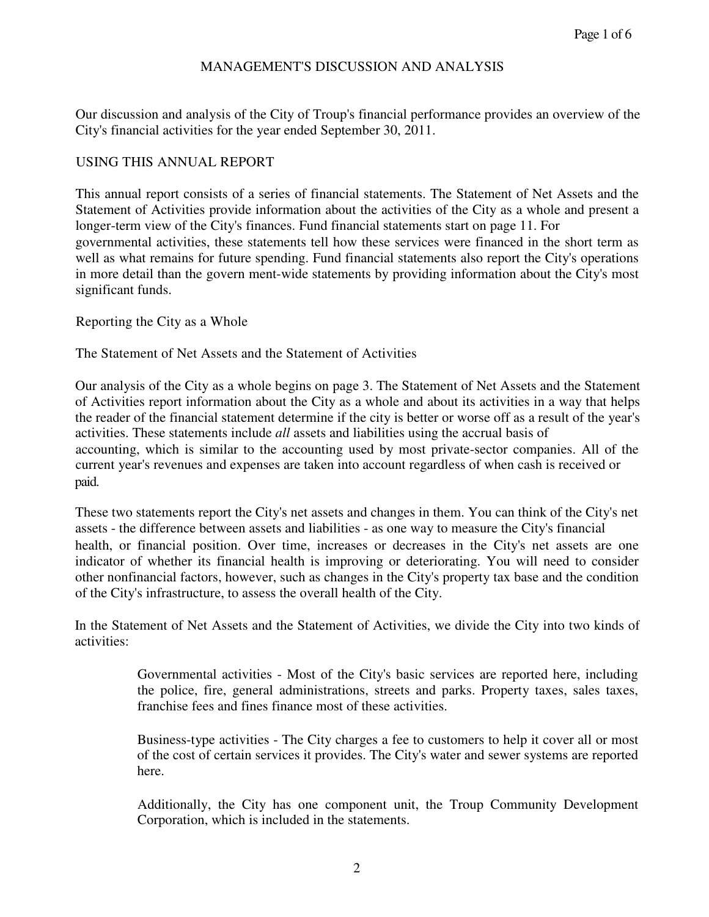# MANAGEMENT'S DISCUSSION AND ANALYSIS

Our discussion and analysis of the City of Troup's financial performance provides an overview of the City's financial activities for the year ended September 30, 2011.

## USING THIS ANNUAL REPORT

This annual report consists of a series of financial statements. The Statement of Net Assets and the Statement of Activities provide information about the activities of the City as a whole and present a longer-term view of the City's finances. Fund financial statements start on page 11. For governmental activities, these statements tell how these services were financed in the short term as well as what remains for future spending. Fund financial statements also report the City's operations in more detail than the govern ment-wide statements by providing information about the City's most significant funds.

### Reporting the City as a Whole

### The Statement of Net Assets and the Statement of Activities

Our analysis of the City as a whole begins on page 3. The Statement of Net Assets and the Statement of Activities report information about the City as a whole and about its activities in a way that helps the reader of the financial statement determine if the city is better or worse off as a result of the year's activities. These statements include *all* assets and liabilities using the accrual basis of accounting, which is similar to the accounting used by most private-sector companies. All of the current year's revenues and expenses are taken into account regardless of when cash is received or paid.

These two statements report the City's net assets and changes in them. You can think of the City's net assets - the difference between assets and liabilities - as one way to measure the City's financial health, or financial position. Over time, increases or decreases in the City's net assets are one indicator of whether its financial health is improving or deteriorating. You will need to consider other nonfinancial factors, however, such as changes in the City's property tax base and the condition of the City's infrastructure, to assess the overall health of the City.

In the Statement of Net Assets and the Statement of Activities, we divide the City into two kinds of activities:

> Governmental activities - Most of the City's basic services are reported here, including the police, fire, general administrations, streets and parks. Property taxes, sales taxes, franchise fees and fines finance most of these activities.
>
> Business-type activities - The City charges a fee to customers to help it cover all or most of the cost of certain services it provides. The City's water and sewer systems are reported here.
>
> Additionally, the City has one component unit, the Troup Community Development Corporation, which is included in the statements.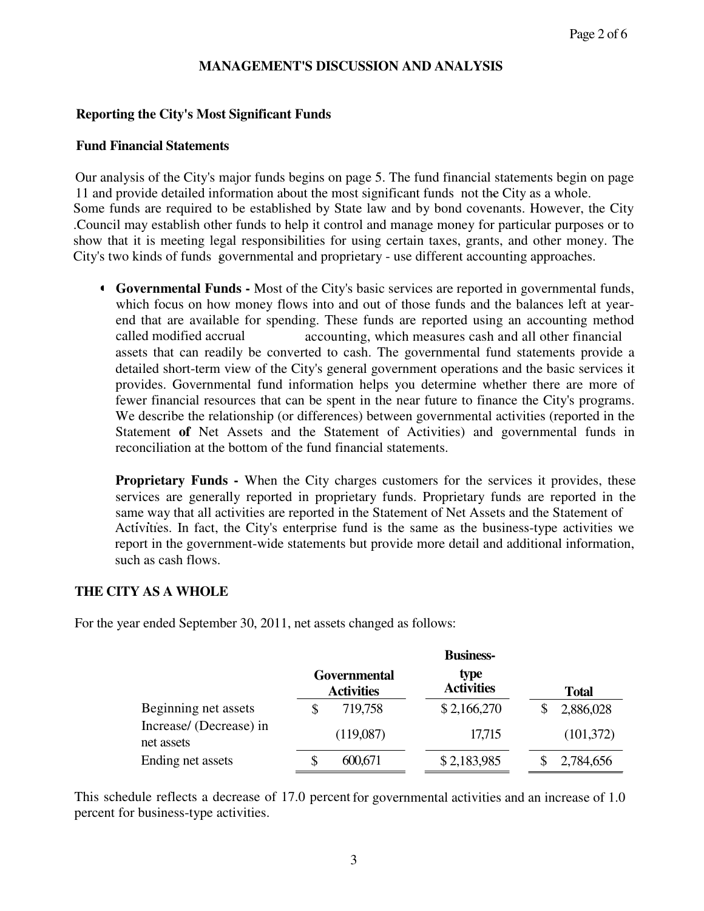## MANAGEMENT'S DISCUSSION AND ANALYSIS

### Reporting the City's Most Significant Funds

### Fund Financial Statements

Our analysis of the City's major funds begins on page 5. The fund financial statements begin on page 11 and provide detailed information about the most significant funds not the City as a whole. Some funds are required to be established by State law and by bond covenants. However, the City .Council may establish other funds to help it control and manage money for particular purposes or to show that it is meeting legal responsibilities for using certain taxes, grants, and other money. The City's two kinds of funds governmental and proprietary - use different accounting approaches.

- **Governmental Funds -** Most of the City's basic services are reported in governmental funds, which focus on how money flows into and out of those funds and the balances left at year-end that are available for spending. These funds are reported using an accounting method called modified accrual accounting, which measures cash and all other financial assets that can readily be converted to cash. The governmental fund statements provide a detailed short-term view of the City's general government operations and the basic services it provides. Governmental fund information helps you determine whether there are more of fewer financial resources that can be spent in the near future to finance the City's programs. We describe the relationship (or differences) between governmental activities (reported in the Statement **of** Net Assets and the Statement of Activities) and governmental funds in reconciliation at the bottom of the fund financial statements.

  **Proprietary Funds -** When the City charges customers for the services it provides, these services are generally reported in proprietary funds. Proprietary funds are reported in the same way that all activities are reported in the Statement of Net Assets and the Statement of Activities. In fact, the City's enterprise fund is the same as the business-type activities we report in the government-wide statements but provide more detail and additional information, such as cash flows.

### THE CITY AS A WHOLE

For the year ended September 30, 2011, net assets changed as follows:

| | Governmental Activities | Business-type Activities | Total |
|---|---|---|---|
| Beginning net assets | $ 719,758 | $ 2,166,270 | $ 2,886,028 |
| Increase/ (Decrease) in net assets | (119,087) | 17,715 | (101,372) |
| Ending net assets | $ 600,671 | $ 2,183,985 | $ 2,784,656 |

This schedule reflects a decrease of 17.0 percent for governmental activities and an increase of 1.0 percent for business-type activities.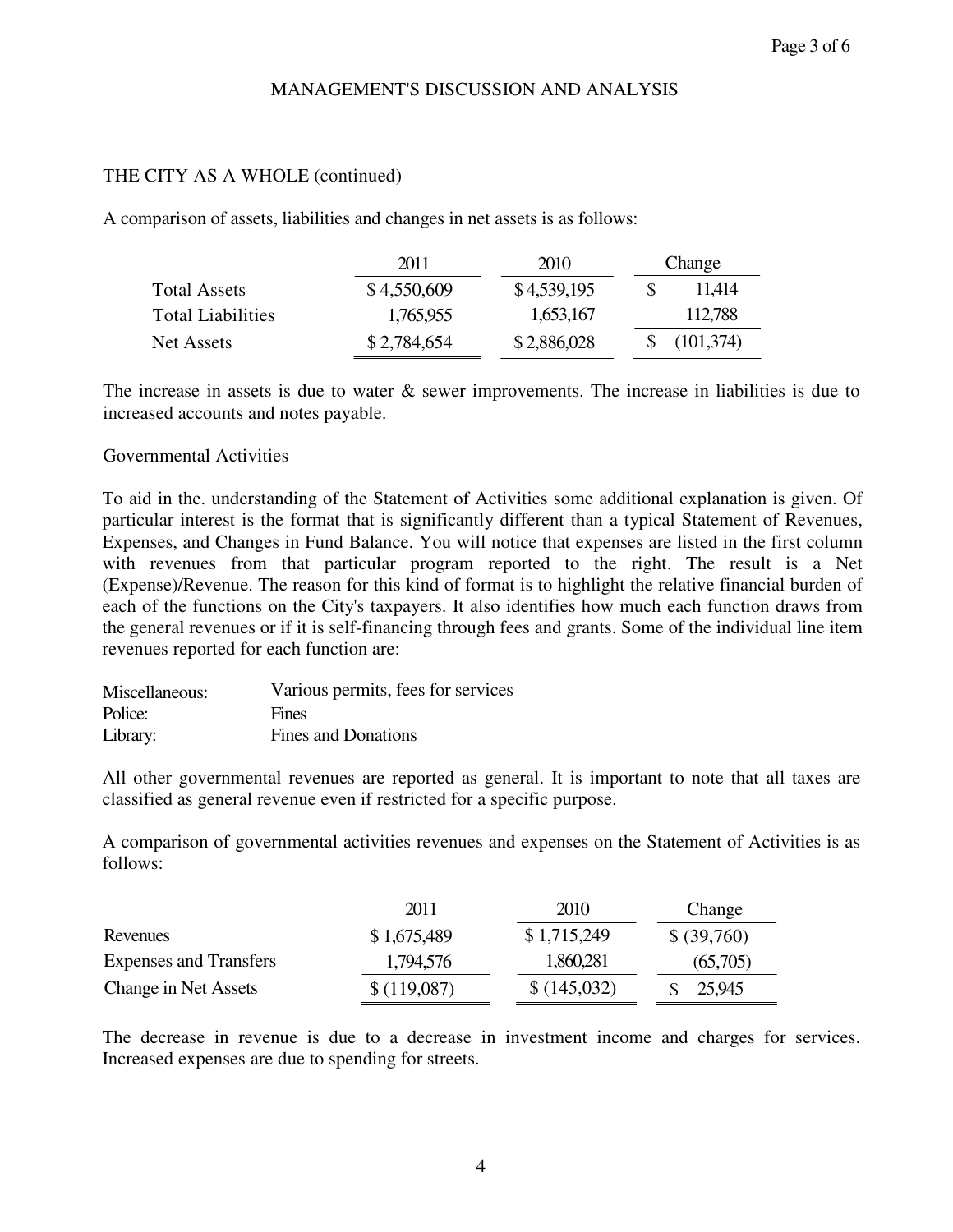# MANAGEMENT'S DISCUSSION AND ANALYSIS

## THE CITY AS A WHOLE (continued)

A comparison of assets, liabilities and changes in net assets is as follows:

| | 2011 | 2010 | Change |
|---|---|---|---|
| Total Assets | $ 4,550,609 | $ 4,539,195 | $ 11,414 |
| Total Liabilities | 1,765,955 | 1,653,167 | 112,788 |
| Net Assets | $ 2,784,654 | $ 2,886,028 | $ (101,374) |

The increase in assets is due to water & sewer improvements. The increase in liabilities is due to increased accounts and notes payable.

### Governmental Activities

To aid in the. understanding of the Statement of Activities some additional explanation is given. Of particular interest is the format that is significantly different than a typical Statement of Revenues, Expenses, and Changes in Fund Balance. You will notice that expenses are listed in the first column with revenues from that particular program reported to the right. The result is a Net (Expense)/Revenue. The reason for this kind of format is to highlight the relative financial burden of each of the functions on the City's taxpayers. It also identifies how much each function draws from the general revenues or if it is self-financing through fees and grants. Some of the individual line item revenues reported for each function are:

| | |
|---|---|
| Miscellaneous: | Various permits, fees for services |
| Police: | Fines |
| Library: | Fines and Donations |

All other governmental revenues are reported as general. It is important to note that all taxes are classified as general revenue even if restricted for a specific purpose.

A comparison of governmental activities revenues and expenses on the Statement of Activities is as follows:

| | 2011 | 2010 | Change |
|---|---|---|---|
| Revenues | $ 1,675,489 | $ 1,715,249 | $ (39,760) |
| Expenses and Transfers | 1,794,576 | 1,860,281 | (65,705) |
| Change in Net Assets | $ (119,087) | $ (145,032) | $ 25,945 |

The decrease in revenue is due to a decrease in investment income and charges for services. Increased expenses are due to spending for streets.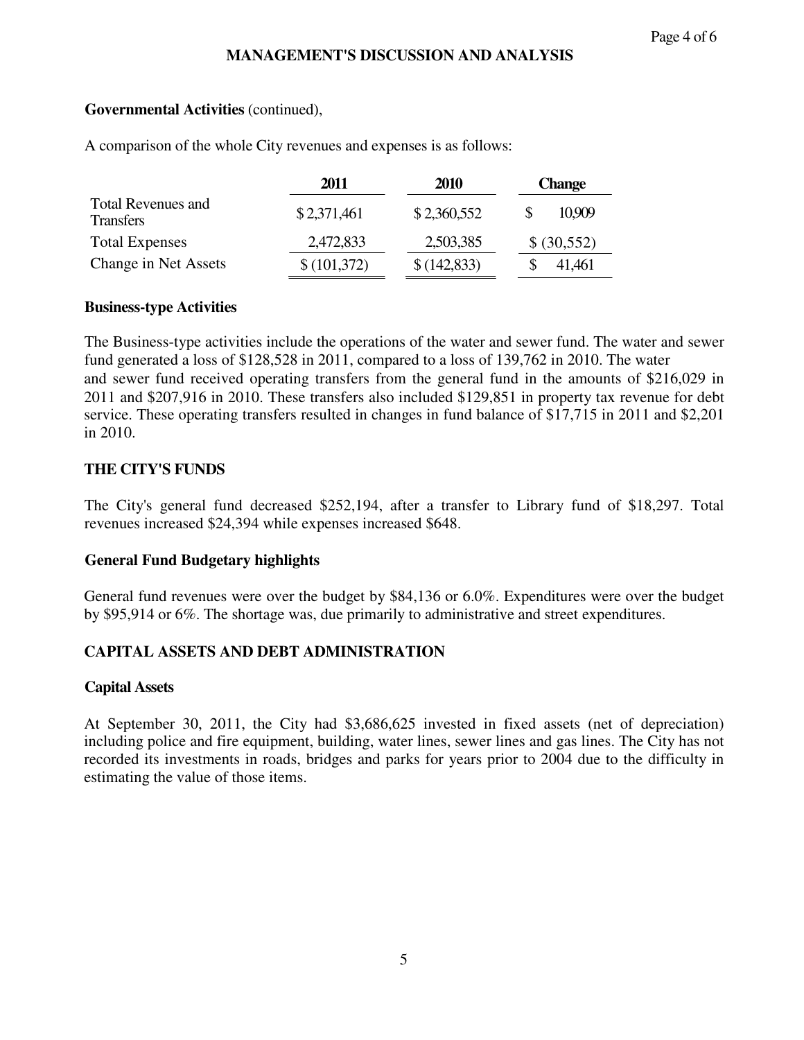**MANAGEMENT'S DISCUSSION AND ANALYSIS**

**Governmental Activities** (continued),

A comparison of the whole City revenues and expenses is as follows:

| | 2011 | 2010 | Change |
|---|---|---|---|
| Total Revenues and Transfers | $ 2,371,461 | $ 2,360,552 | $ 10,909 |
| Total Expenses | 2,472,833 | 2,503,385 | $ (30,552) |
| Change in Net Assets | $ (101,372) | $ (142,833) | $ 41,461 |

**Business-type Activities**

The Business-type activities include the operations of the water and sewer fund. The water and sewer fund generated a loss of $128,528 in 2011, compared to a loss of 139,762 in 2010. The water and sewer fund received operating transfers from the general fund in the amounts of $216,029 in 2011 and $207,916 in 2010. These transfers also included $129,851 in property tax revenue for debt service. These operating transfers resulted in changes in fund balance of $17,715 in 2011 and $2,201 in 2010.

**THE CITY'S FUNDS**

The City's general fund decreased $252,194, after a transfer to Library fund of $18,297. Total revenues increased $24,394 while expenses increased $648.

**General Fund Budgetary highlights**

General fund revenues were over the budget by $84,136 or 6.0%. Expenditures were over the budget by $95,914 or 6%. The shortage was, due primarily to administrative and street expenditures.

**CAPITAL ASSETS AND DEBT ADMINISTRATION**

**Capital Assets**

At September 30, 2011, the City had $3,686,625 invested in fixed assets (net of depreciation) including police and fire equipment, building, water lines, sewer lines and gas lines. The City has not recorded its investments in roads, bridges and parks for years prior to 2004 due to the difficulty in estimating the value of those items.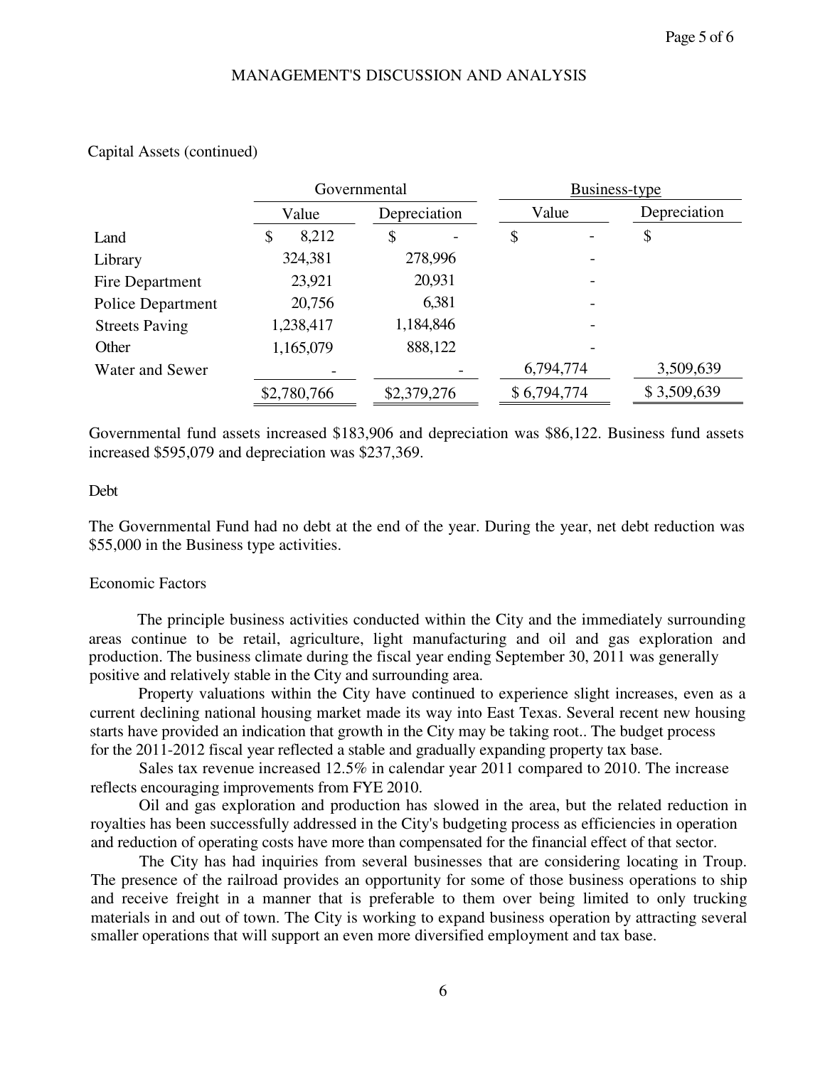## MANAGEMENT'S DISCUSSION AND ANALYSIS

Capital Assets (continued)

| | Governmental | | Business-type | |
|---|---|---|---|---|
| | Value | Depreciation | Value | Depreciation |
| Land | $ 8,212 | $ - | $ - | $ |
| Library | 324,381 | 278,996 | - | |
| Fire Department | 23,921 | 20,931 | - | |
| Police Department | 20,756 | 6,381 | - | |
| Streets Paving | 1,238,417 | 1,184,846 | - | |
| Other | 1,165,079 | 888,122 | - | |
| Water and Sewer | - | - | 6,794,774 | 3,509,639 |
| | $2,780,766 | $2,379,276 | $ 6,794,774 | $ 3,509,639 |

Governmental fund assets increased $183,906 and depreciation was $86,122. Business fund assets increased $595,079 and depreciation was $237,369.

Debt

The Governmental Fund had no debt at the end of the year. During the year, net debt reduction was $55,000 in the Business type activities.

Economic Factors

The principle business activities conducted within the City and the immediately surrounding areas continue to be retail, agriculture, light manufacturing and oil and gas exploration and production. The business climate during the fiscal year ending September 30, 2011 was generally positive and relatively stable in the City and surrounding area.

Property valuations within the City have continued to experience slight increases, even as a current declining national housing market made its way into East Texas. Several recent new housing starts have provided an indication that growth in the City may be taking root.. The budget process for the 2011-2012 fiscal year reflected a stable and gradually expanding property tax base.

Sales tax revenue increased 12.5% in calendar year 2011 compared to 2010. The increase reflects encouraging improvements from FYE 2010.

Oil and gas exploration and production has slowed in the area, but the related reduction in royalties has been successfully addressed in the City's budgeting process as efficiencies in operation and reduction of operating costs have more than compensated for the financial effect of that sector.

The City has had inquiries from several businesses that are considering locating in Troup. The presence of the railroad provides an opportunity for some of those business operations to ship and receive freight in a manner that is preferable to them over being limited to only trucking materials in and out of town. The City is working to expand business operation by attracting several smaller operations that will support an even more diversified employment and tax base.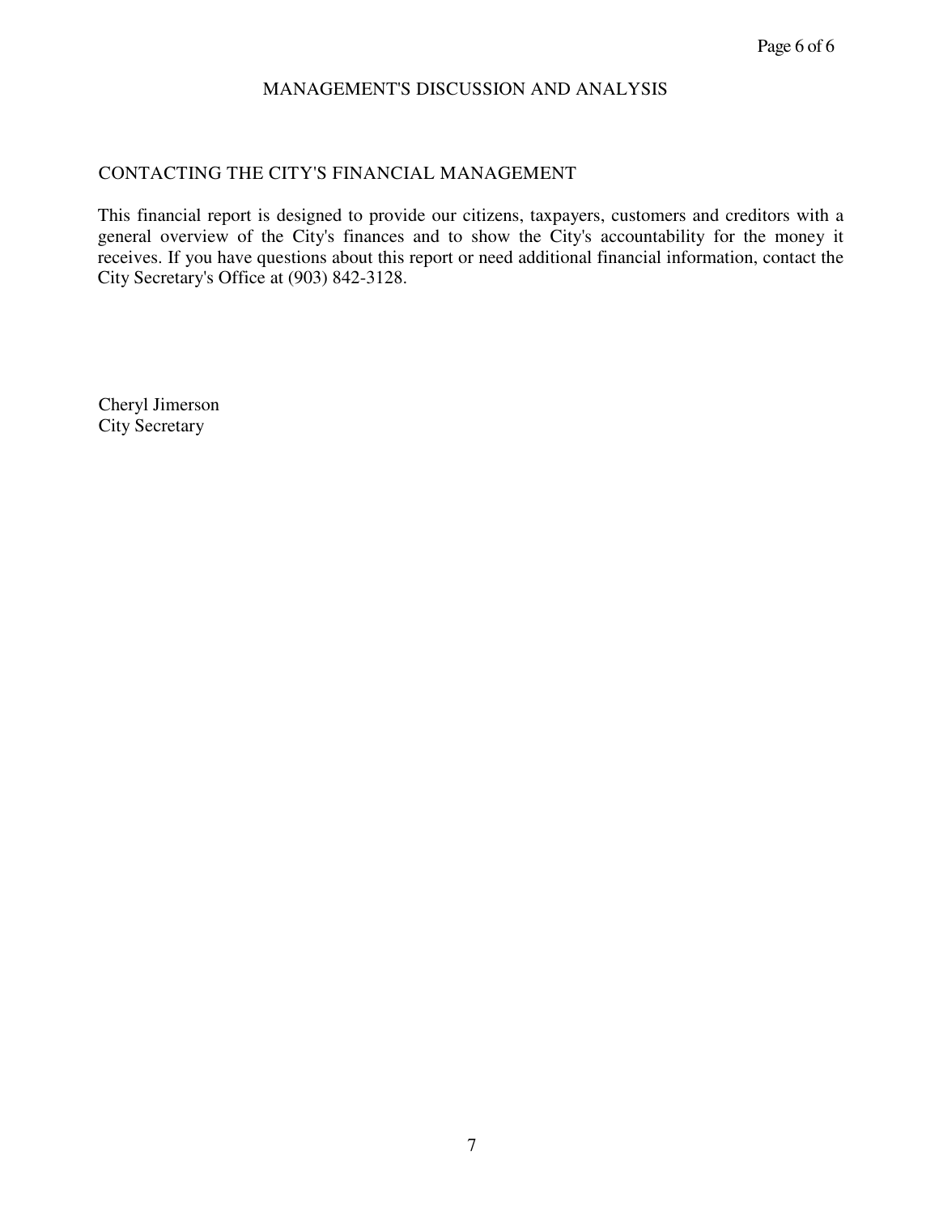## MANAGEMENT'S DISCUSSION AND ANALYSIS

### CONTACTING THE CITY'S FINANCIAL MANAGEMENT

This financial report is designed to provide our citizens, taxpayers, customers and creditors with a general overview of the City's finances and to show the City's accountability for the money it receives. If you have questions about this report or need additional financial information, contact the City Secretary's Office at (903) 842-3128.

Cheryl Jimerson
City Secretary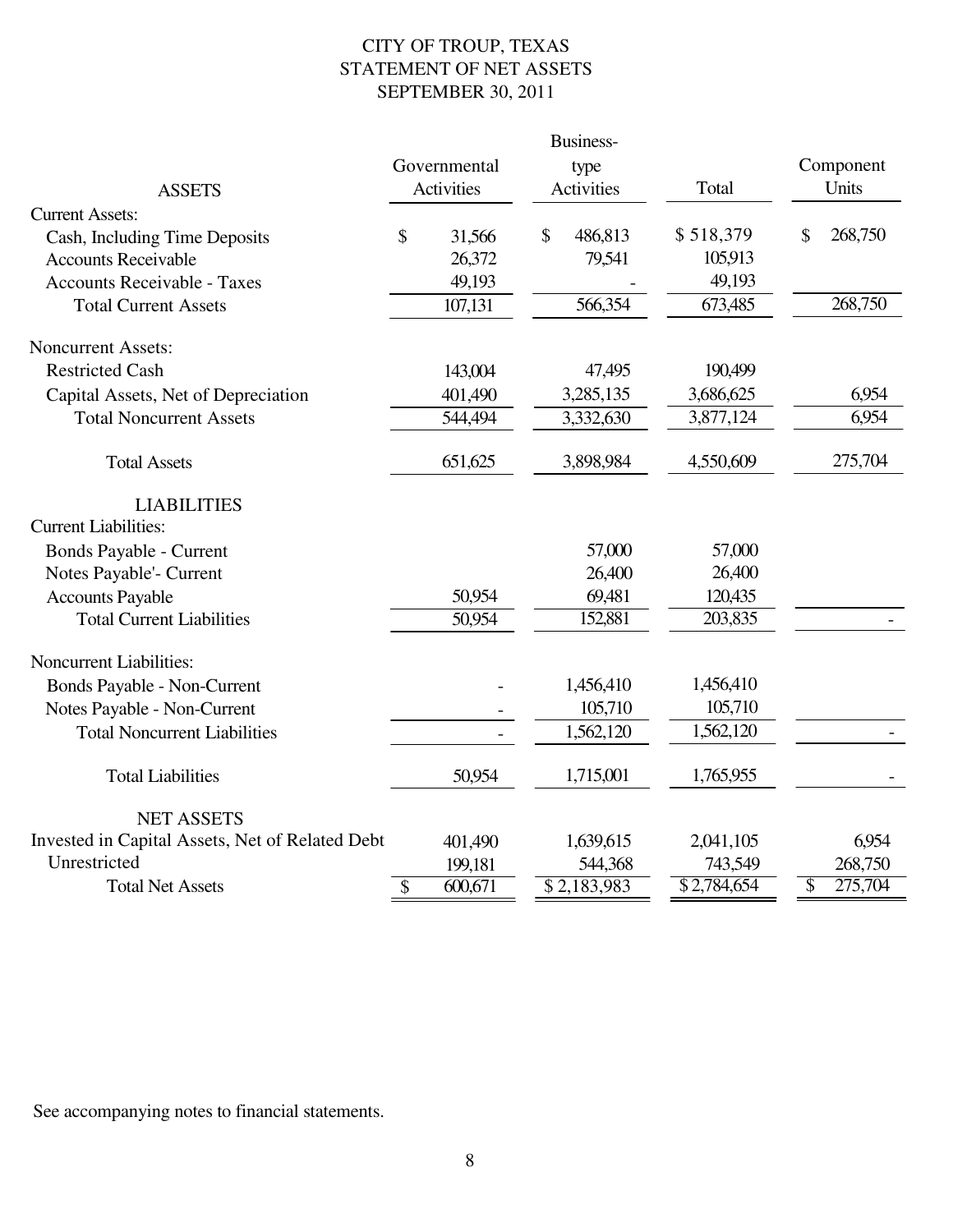# CITY OF TROUP, TEXAS
## STATEMENT OF NET ASSETS
## SEPTEMBER 30, 2011

| ASSETS | Governmental Activities | Business-type Activities | Total | Component Units |
|---|---|---|---|---|
| Current Assets: | | | | |
| Cash, Including Time Deposits | $ 31,566 | $ 486,813 | $ 518,379 | $ 268,750 |
| Accounts Receivable | 26,372 | 79,541 | 105,913 | |
| Accounts Receivable - Taxes | 49,193 | - | 49,193 | |
| Total Current Assets | 107,131 | 566,354 | 673,485 | 268,750 |
| Noncurrent Assets: | | | | |
| Restricted Cash | 143,004 | 47,495 | 190,499 | |
| Capital Assets, Net of Depreciation | 401,490 | 3,285,135 | 3,686,625 | 6,954 |
| Total Noncurrent Assets | 544,494 | 3,332,630 | 3,877,124 | 6,954 |
| Total Assets | 651,625 | 3,898,984 | 4,550,609 | 275,704 |
| **LIABILITIES** | | | | |
| Current Liabilities: | | | | |
| Bonds Payable - Current | | 57,000 | 57,000 | |
| Notes Payable'- Current | | 26,400 | 26,400 | |
| Accounts Payable | 50,954 | 69,481 | 120,435 | |
| Total Current Liabilities | 50,954 | 152,881 | 203,835 | - |
| Noncurrent Liabilities: | | | | |
| Bonds Payable - Non-Current | - | 1,456,410 | 1,456,410 | |
| Notes Payable - Non-Current | - | 105,710 | 105,710 | |
| Total Noncurrent Liabilities | - | 1,562,120 | 1,562,120 | - |
| Total Liabilities | 50,954 | 1,715,001 | 1,765,955 | - |
| **NET ASSETS** | | | | |
| Invested in Capital Assets, Net of Related Debt | 401,490 | 1,639,615 | 2,041,105 | 6,954 |
| Unrestricted | 199,181 | 544,368 | 743,549 | 268,750 |
| Total Net Assets | $ 600,671 | $ 2,183,983 | $ 2,784,654 | $ 275,704 |

See accompanying notes to financial statements.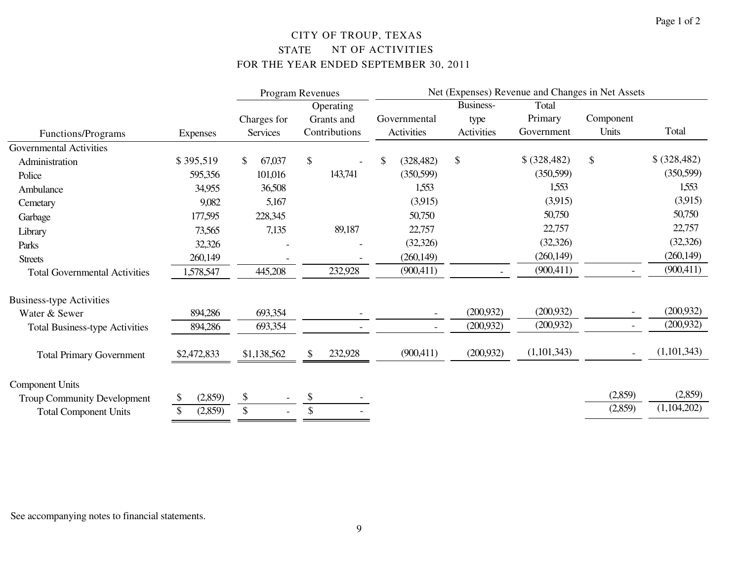# CITY OF TROUP, TEXAS

## STATEMENT OF ACTIVITIES

### FOR THE YEAR ENDED SEPTEMBER 30, 2011

| Functions/Programs | Expenses | Program Revenues: Charges for Services | Program Revenues: Operating Grants and Contributions | Net (Expenses) Revenue and Changes in Net Assets: Governmental Activities | Business-type Activities | Total Primary Government | Component Units | Total |
|---|---|---|---|---|---|---|---|---|
| **Governmental Activities** | | | | | | | | |
| Administration | $ 395,519 | $ 67,037 | $ - | $ (328,482) | $ | $ (328,482) | $ | $ (328,482) |
| Police | 595,356 | 101,016 | 143,741 | (350,599) | | (350,599) | | (350,599) |
| Ambulance | 34,955 | 36,508 | | 1,553 | | 1,553 | | 1,553 |
| Cemetary | 9,082 | 5,167 | | (3,915) | | (3,915) | | (3,915) |
| Garbage | 177,595 | 228,345 | | 50,750 | | 50,750 | | 50,750 |
| Library | 73,565 | 7,135 | 89,187 | 22,757 | | 22,757 | | 22,757 |
| Parks | 32,326 | - | - | (32,326) | | (32,326) | | (32,326) |
| Streets | 260,149 | - | - | (260,149) | | (260,149) | | (260,149) |
| Total Governmental Activities | 1,578,547 | 445,208 | 232,928 | (900,411) | - | (900,411) | - | (900,411) |
| **Business-type Activities** | | | | | | | | |
| Water & Sewer | 894,286 | 693,354 | - | - | (200,932) | (200,932) | - | (200,932) |
| Total Business-type Activities | 894,286 | 693,354 | - | - | (200,932) | (200,932) | - | (200,932) |
| Total Primary Government | $2,472,833 | $1,138,562 | $ 232,928 | (900,411) | (200,932) | (1,101,343) | - | (1,101,343) |
| **Component Units** | | | | | | | | |
| Troup Community Development | $ (2,859) | $ - | $ - | | | | (2,859) | (2,859) |
| Total Component Units | $ (2,859) | $ - | $ - | | | | (2,859) | (1,104,202) |

See accompanying notes to financial statements.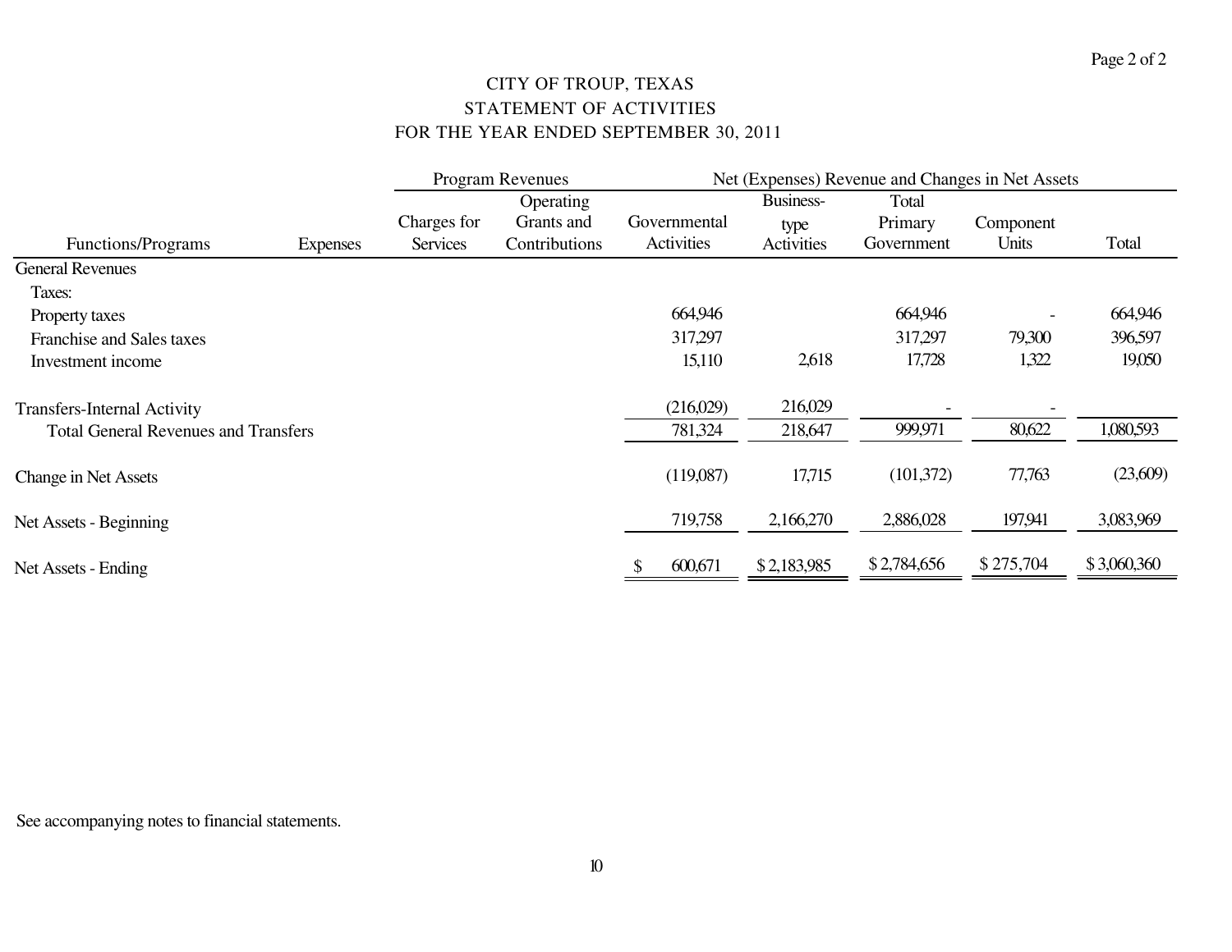# CITY OF TROUP, TEXAS
## STATEMENT OF ACTIVITIES
### FOR THE YEAR ENDED SEPTEMBER 30, 2011

| | | Program Revenues | | Net (Expenses) Revenue and Changes in Net Assets | | | | |
|---|---|---|---|---|---|---|---|---|
| Functions/Programs | Expenses | Charges for Services | Operating Grants and Contributions | Governmental Activities | Business-type Activities | Total Primary Government | Component Units | Total |
| General Revenues | | | | | | | | |
| Taxes: | | | | | | | | |
| Property taxes | | | | 664,946 | | 664,946 | - | 664,946 |
| Franchise and Sales taxes | | | | 317,297 | | 317,297 | 79,300 | 396,597 |
| Investment income | | | | 15,110 | 2,618 | 17,728 | 1,322 | 19,050 |
| Transfers-Internal Activity | | | | (216,029) | 216,029 | - | - | |
| Total General Revenues and Transfers | | | | 781,324 | 218,647 | 999,971 | 80,622 | 1,080,593 |
| Change in Net Assets | | | | (119,087) | 17,715 | (101,372) | 77,763 | (23,609) |
| Net Assets - Beginning | | | | 719,758 | 2,166,270 | 2,886,028 | 197,941 | 3,083,969 |
| Net Assets - Ending | | | | $ 600,671 | $ 2,183,985 | $ 2,784,656 | $ 275,704 | $ 3,060,360 |

See accompanying notes to financial statements.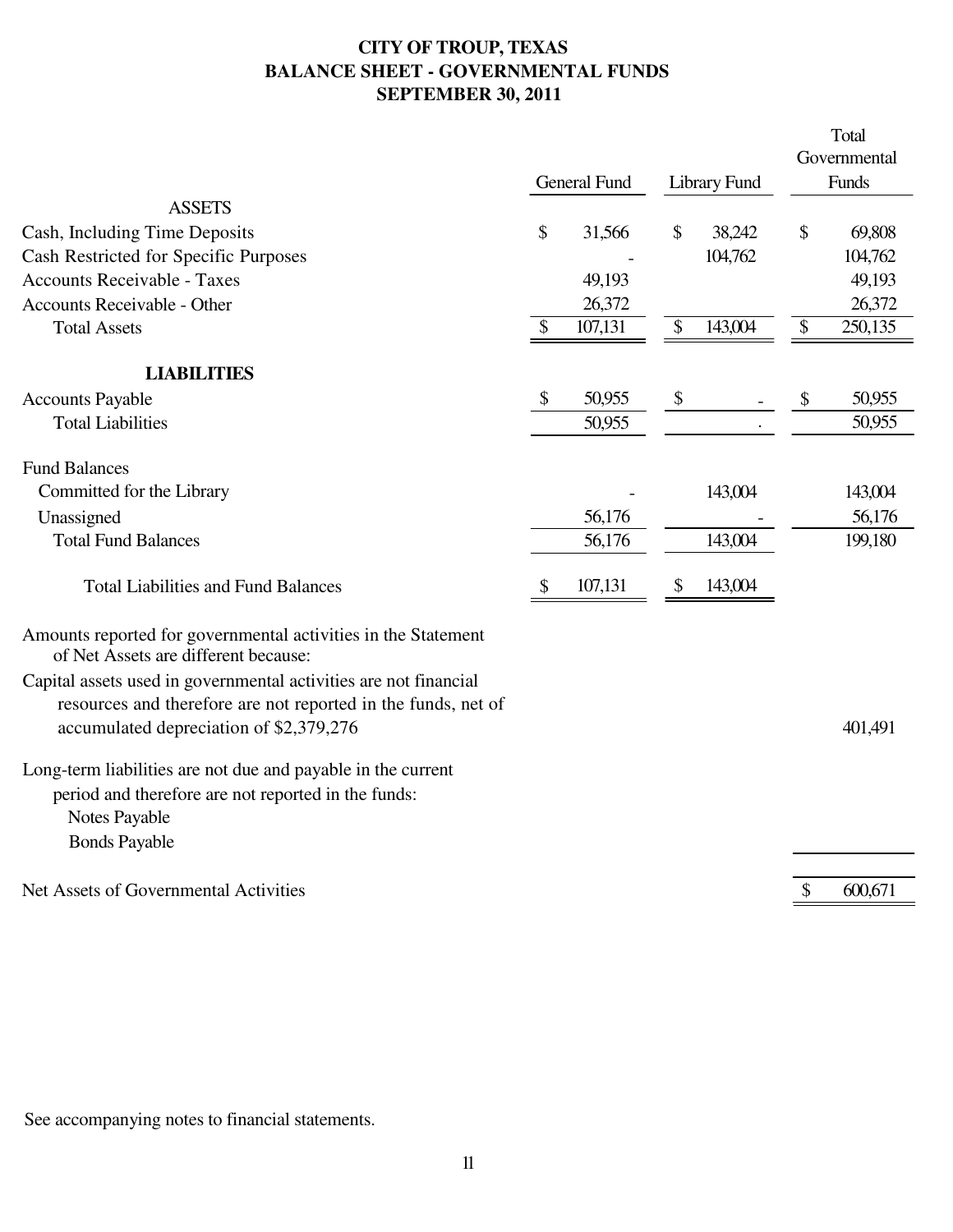# CITY OF TROUP, TEXAS
## BALANCE SHEET - GOVERNMENTAL FUNDS
## SEPTEMBER 30, 2011

| | General Fund | Library Fund | Total Governmental Funds |
|---|---|---|---|
| **ASSETS** | | | |
| Cash, Including Time Deposits | $ 31,566 | $ 38,242 | $ 69,808 |
| Cash Restricted for Specific Purposes | - | 104,762 | 104,762 |
| Accounts Receivable - Taxes | 49,193 | | 49,193 |
| Accounts Receivable - Other | 26,372 | | 26,372 |
| Total Assets | $ 107,131 | $ 143,004 | $ 250,135 |
| **LIABILITIES** | | | |
| Accounts Payable | $ 50,955 | $ - | $ 50,955 |
| Total Liabilities | 50,955 | . | 50,955 |
| Fund Balances | | | |
| Committed for the Library | - | 143,004 | 143,004 |
| Unassigned | 56,176 | - | 56,176 |
| Total Fund Balances | 56,176 | 143,004 | 199,180 |
| Total Liabilities and Fund Balances | $ 107,131 | $ 143,004 | |
| Amounts reported for governmental activities in the Statement of Net Assets are different because: | | | |
| Capital assets used in governmental activities are not financial resources and therefore are not reported in the funds, net of accumulated depreciation of $2,379,276 | | | 401,491 |
| Long-term liabilities are not due and payable in the current period and therefore are not reported in the funds: | | | |
| Notes Payable | | | |
| Bonds Payable | | | |
| Net Assets of Governmental Activities | | | $ 600,671 |

See accompanying notes to financial statements.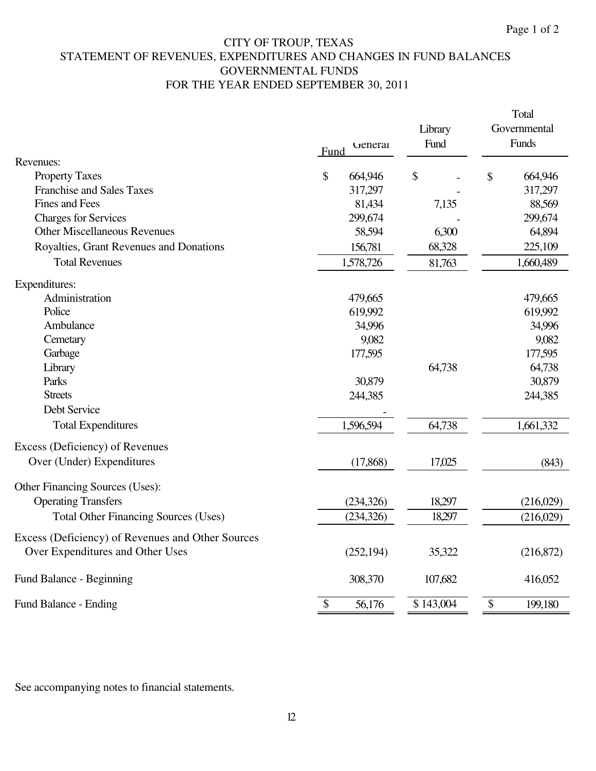CITY OF TROUP, TEXAS
STATEMENT OF REVENUES, EXPENDITURES AND CHANGES IN FUND BALANCES
GOVERNMENTAL FUNDS
FOR THE YEAR ENDED SEPTEMBER 30, 2011

| | General Fund | Library Fund | Total Governmental Funds |
|---|---|---|---|
| **Revenues:** | | | |
| Property Taxes | $ 664,946 | $ - | $ 664,946 |
| Franchise and Sales Taxes | 317,297 | - | 317,297 |
| Fines and Fees | 81,434 | 7,135 | 88,569 |
| Charges for Services | 299,674 | - | 299,674 |
| Other Miscellaneous Revenues | 58,594 | 6,300 | 64,894 |
| Royalties, Grant Revenues and Donations | 156,781 | 68,328 | 225,109 |
| Total Revenues | 1,578,726 | 81,763 | 1,660,489 |
| **Expenditures:** | | | |
| Administration | 479,665 | | 479,665 |
| Police | 619,992 | | 619,992 |
| Ambulance | 34,996 | | 34,996 |
| Cemetary | 9,082 | | 9,082 |
| Garbage | 177,595 | | 177,595 |
| Library | | 64,738 | 64,738 |
| Parks | 30,879 | | 30,879 |
| Streets | 244,385 | | 244,385 |
| Debt Service | - | | |
| Total Expenditures | 1,596,594 | 64,738 | 1,661,332 |
| Excess (Deficiency) of Revenues Over (Under) Expenditures | (17,868) | 17,025 | (843) |
| **Other Financing Sources (Uses):** | | | |
| Operating Transfers | (234,326) | 18,297 | (216,029) |
| Total Other Financing Sources (Uses) | (234,326) | 18,297 | (216,029) |
| Excess (Deficiency) of Revenues and Other Sources Over Expenditures and Other Uses | (252,194) | 35,322 | (216,872) |
| Fund Balance - Beginning | 308,370 | 107,682 | 416,052 |
| Fund Balance - Ending | $ 56,176 | $ 143,004 | $ 199,180 |

See accompanying notes to financial statements.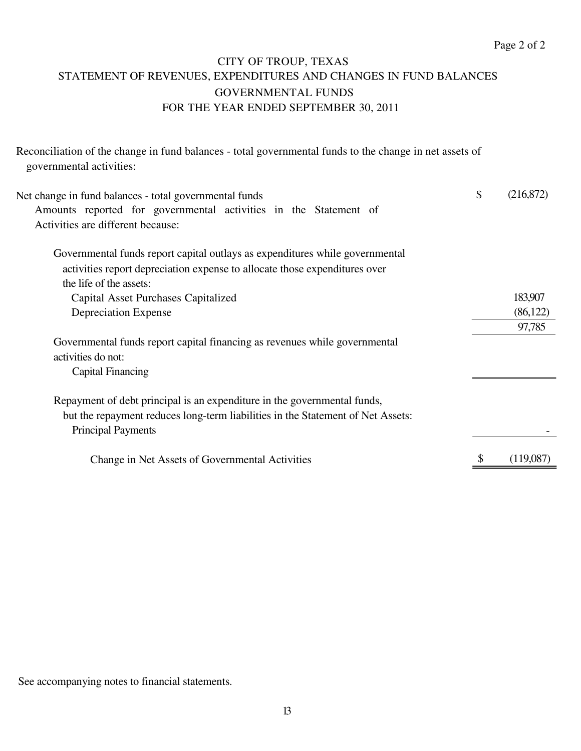# CITY OF TROUP, TEXAS
## STATEMENT OF REVENUES, EXPENDITURES AND CHANGES IN FUND BALANCES
## GOVERNMENTAL FUNDS
## FOR THE YEAR ENDED SEPTEMBER 30, 2011

Reconciliation of the change in fund balances - total governmental funds to the change in net assets of governmental activities:

| | | |
|---|---|---|
| Net change in fund balances - total governmental funds | $ | (216,872) |
| Amounts reported for governmental activities in the Statement of Activities are different because: | | |
| Governmental funds report capital outlays as expenditures while governmental activities report depreciation expense to allocate those expenditures over the life of the assets: | | |
| Capital Asset Purchases Capitalized | | 183,907 |
| Depreciation Expense | | (86,122) |
| | | 97,785 |
| Governmental funds report capital financing as revenues while governmental activities do not: | | |
| Capital Financing | | |
| Repayment of debt principal is an expenditure in the governmental funds, but the repayment reduces long-term liabilities in the Statement of Net Assets: | | |
| Principal Payments | | - |
| Change in Net Assets of Governmental Activities | $ | (119,087) |

See accompanying notes to financial statements.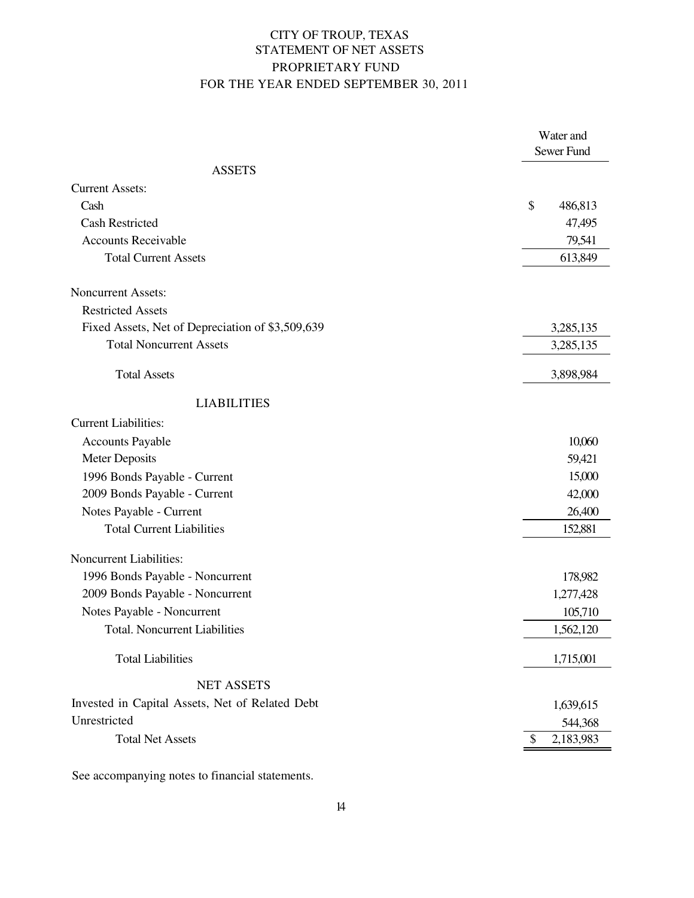# CITY OF TROUP, TEXAS
## STATEMENT OF NET ASSETS
## PROPRIETARY FUND
## FOR THE YEAR ENDED SEPTEMBER 30, 2011

| | Water and Sewer Fund |
|---|---|
| **ASSETS** | |
| Current Assets: | |
| Cash | $ 486,813 |
| Cash Restricted | 47,495 |
| Accounts Receivable | 79,541 |
| Total Current Assets | 613,849 |
| | |
| Noncurrent Assets: | |
| Restricted Assets | |
| Fixed Assets, Net of Depreciation of $3,509,639 | 3,285,135 |
| Total Noncurrent Assets | 3,285,135 |
| | |
| Total Assets | 3,898,984 |
| **LIABILITIES** | |
| Current Liabilities: | |
| Accounts Payable | 10,060 |
| Meter Deposits | 59,421 |
| 1996 Bonds Payable - Current | 15,000 |
| 2009 Bonds Payable - Current | 42,000 |
| Notes Payable - Current | 26,400 |
| Total Current Liabilities | 152,881 |
| | |
| Noncurrent Liabilities: | |
| 1996 Bonds Payable - Noncurrent | 178,982 |
| 2009 Bonds Payable - Noncurrent | 1,277,428 |
| Notes Payable - Noncurrent | 105,710 |
| Total. Noncurrent Liabilities | 1,562,120 |
| | |
| Total Liabilities | 1,715,001 |
| **NET ASSETS** | |
| Invested in Capital Assets, Net of Related Debt | 1,639,615 |
| Unrestricted | 544,368 |
| Total Net Assets | $ 2,183,983 |

See accompanying notes to financial statements.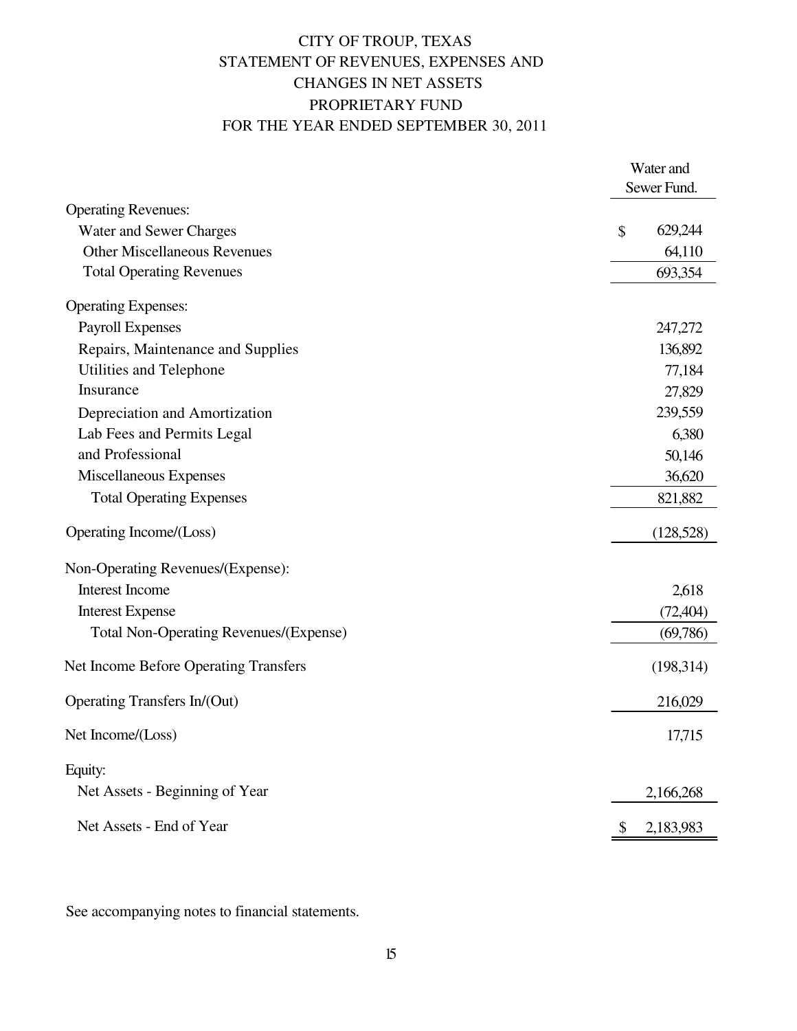# CITY OF TROUP, TEXAS
## STATEMENT OF REVENUES, EXPENSES AND CHANGES IN NET ASSETS
## PROPRIETARY FUND
## FOR THE YEAR ENDED SEPTEMBER 30, 2011

| | Water and Sewer Fund. |
|---|---|
| Operating Revenues: | |
| Water and Sewer Charges | $ 629,244 |
| Other Miscellaneous Revenues | 64,110 |
| Total Operating Revenues | 693,354 |
| Operating Expenses: | |
| Payroll Expenses | 247,272 |
| Repairs, Maintenance and Supplies | 136,892 |
| Utilities and Telephone | 77,184 |
| Insurance | 27,829 |
| Depreciation and Amortization | 239,559 |
| Lab Fees and Permits Legal | 6,380 |
| and Professional | 50,146 |
| Miscellaneous Expenses | 36,620 |
| Total Operating Expenses | 821,882 |
| Operating Income/(Loss) | (128,528) |
| Non-Operating Revenues/(Expense): | |
| Interest Income | 2,618 |
| Interest Expense | (72,404) |
| Total Non-Operating Revenues/(Expense) | (69,786) |
| Net Income Before Operating Transfers | (198,314) |
| Operating Transfers In/(Out) | 216,029 |
| Net Income/(Loss) | 17,715 |
| Equity: | |
| Net Assets - Beginning of Year | 2,166,268 |
| Net Assets - End of Year | $ 2,183,983 |

See accompanying notes to financial statements.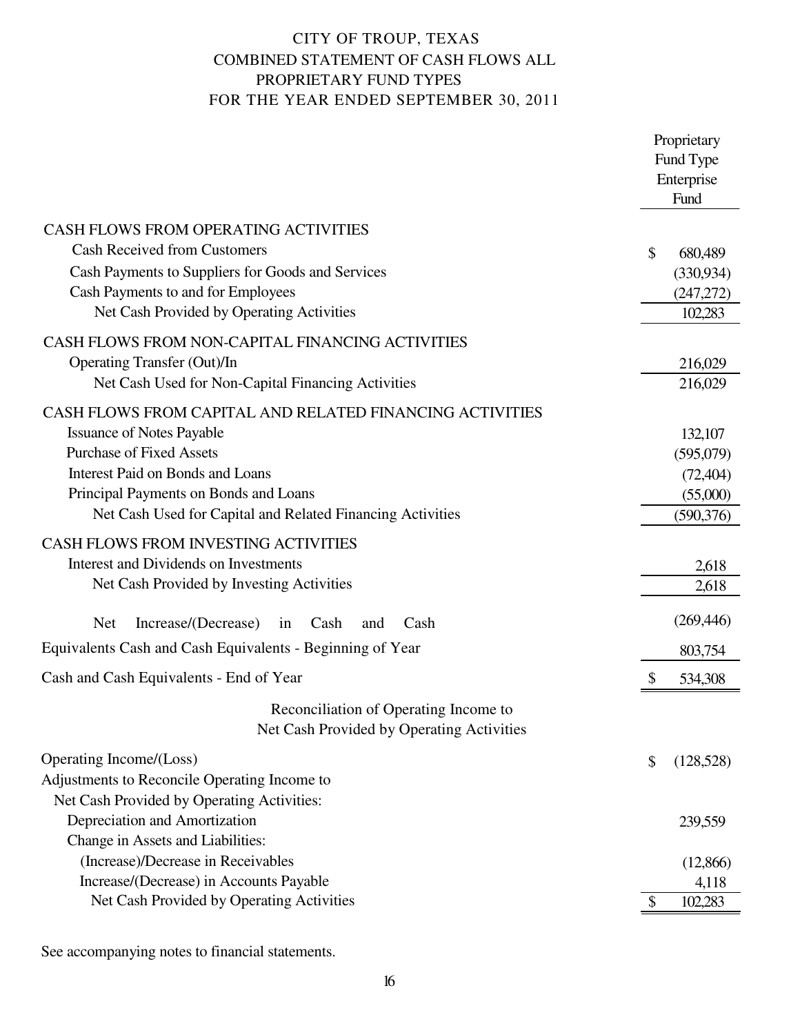# CITY OF TROUP, TEXAS
## COMBINED STATEMENT OF CASH FLOWS ALL PROPRIETARY FUND TYPES
## FOR THE YEAR ENDED SEPTEMBER 30, 2011

| | Proprietary Fund Type Enterprise Fund |
|---|---|
| **CASH FLOWS FROM OPERATING ACTIVITIES** | |
| Cash Received from Customers | $ 680,489 |
| Cash Payments to Suppliers for Goods and Services | (330,934) |
| Cash Payments to and for Employees | (247,272) |
| Net Cash Provided by Operating Activities | 102,283 |
| **CASH FLOWS FROM NON-CAPITAL FINANCING ACTIVITIES** | |
| Operating Transfer (Out)/In | 216,029 |
| Net Cash Used for Non-Capital Financing Activities | 216,029 |
| **CASH FLOWS FROM CAPITAL AND RELATED FINANCING ACTIVITIES** | |
| Issuance of Notes Payable | 132,107 |
| Purchase of Fixed Assets | (595,079) |
| Interest Paid on Bonds and Loans | (72,404) |
| Principal Payments on Bonds and Loans | (55,000) |
| Net Cash Used for Capital and Related Financing Activities | (590,376) |
| **CASH FLOWS FROM INVESTING ACTIVITIES** | |
| Interest and Dividends on Investments | 2,618 |
| Net Cash Provided by Investing Activities | 2,618 |
| Net Increase/(Decrease) in Cash and Cash Equivalents | (269,446) |
| Cash and Cash Equivalents - Beginning of Year | 803,754 |
| Cash and Cash Equivalents - End of Year | $ 534,308 |

### Reconciliation of Operating Income to Net Cash Provided by Operating Activities

| | |
|---|---|
| Operating Income/(Loss) | $ (128,528) |
| Adjustments to Reconcile Operating Income to Net Cash Provided by Operating Activities: | |
| Depreciation and Amortization | 239,559 |
| Change in Assets and Liabilities: | |
| (Increase)/Decrease in Receivables | (12,866) |
| Increase/(Decrease) in Accounts Payable | 4,118 |
| Net Cash Provided by Operating Activities | $ 102,283 |

See accompanying notes to financial statements.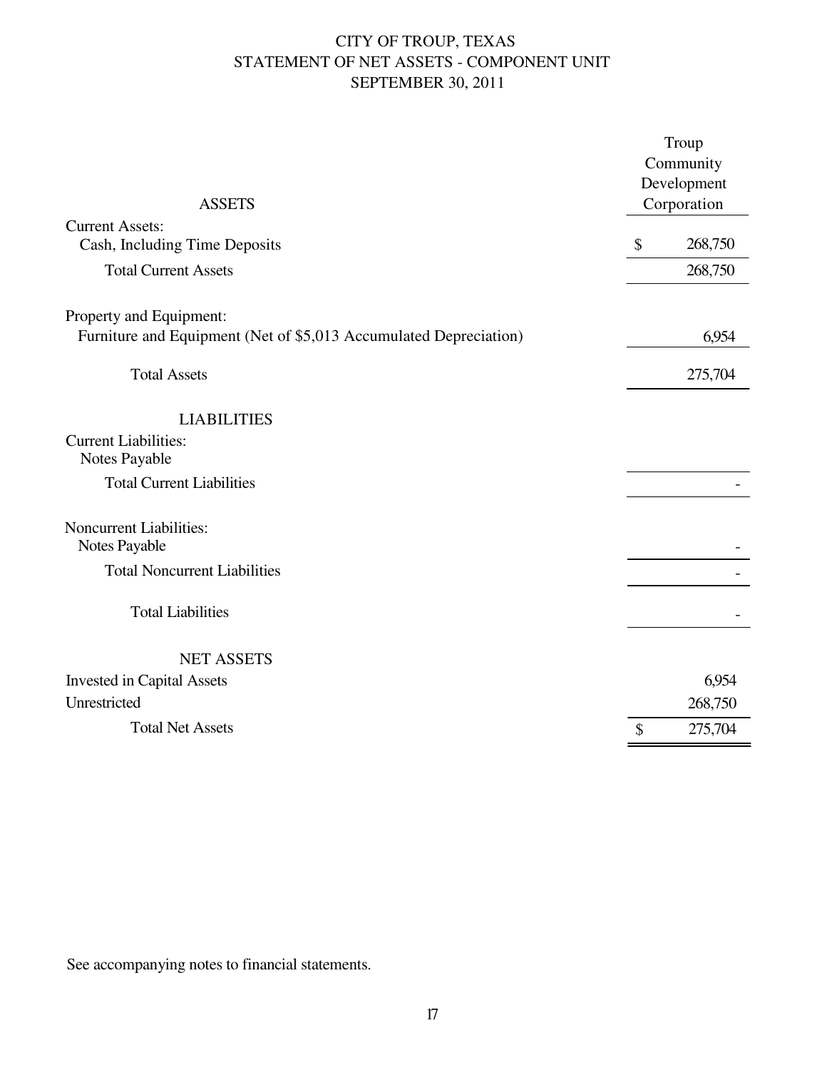# CITY OF TROUP, TEXAS
## STATEMENT OF NET ASSETS - COMPONENT UNIT
## SEPTEMBER 30, 2011

| ASSETS | Troup Community Development Corporation |
|---|---|
| Current Assets: | |
| Cash, Including Time Deposits | $ 268,750 |
| Total Current Assets | 268,750 |
| Property and Equipment: | |
| Furniture and Equipment (Net of $5,013 Accumulated Depreciation) | 6,954 |
| Total Assets | 275,704 |
| **LIABILITIES** | |
| Current Liabilities: | |
| Notes Payable | |
| Total Current Liabilities | - |
| Noncurrent Liabilities: | |
| Notes Payable | - |
| Total Noncurrent Liabilities | - |
| Total Liabilities | - |
| **NET ASSETS** | |
| Invested in Capital Assets | 6,954 |
| Unrestricted | 268,750 |
| Total Net Assets | $ 275,704 |

See accompanying notes to financial statements.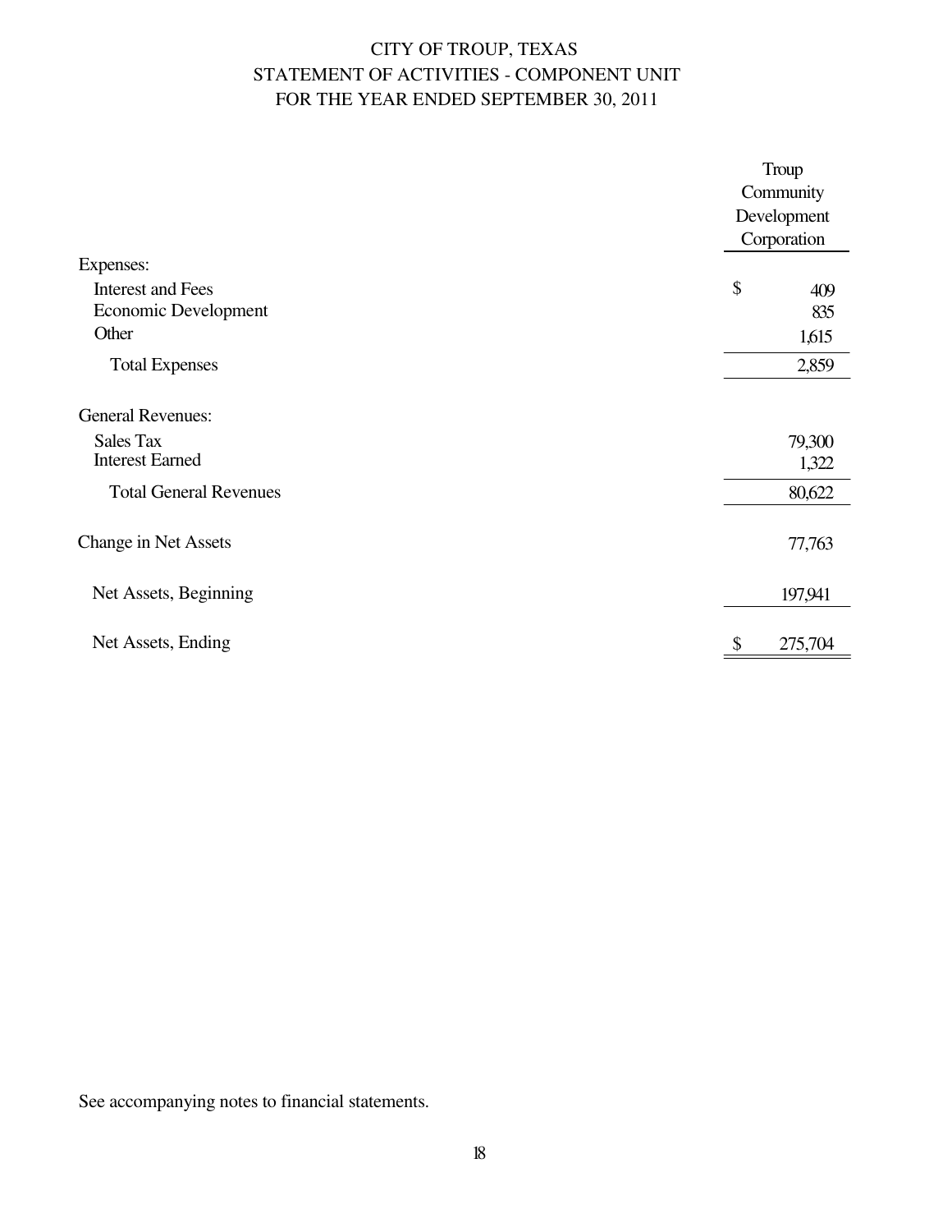# CITY OF TROUP, TEXAS
## STATEMENT OF ACTIVITIES - COMPONENT UNIT
### FOR THE YEAR ENDED SEPTEMBER 30, 2011

| | Troup Community Development Corporation |
|---|---|
| Expenses: | |
| Interest and Fees | $ 409 |
| Economic Development | 835 |
| Other | 1,615 |
| Total Expenses | 2,859 |
| General Revenues: | |
| Sales Tax | 79,300 |
| Interest Earned | 1,322 |
| Total General Revenues | 80,622 |
| Change in Net Assets | 77,763 |
| Net Assets, Beginning | 197,941 |
| Net Assets, Ending | $ 275,704 |

See accompanying notes to financial statements.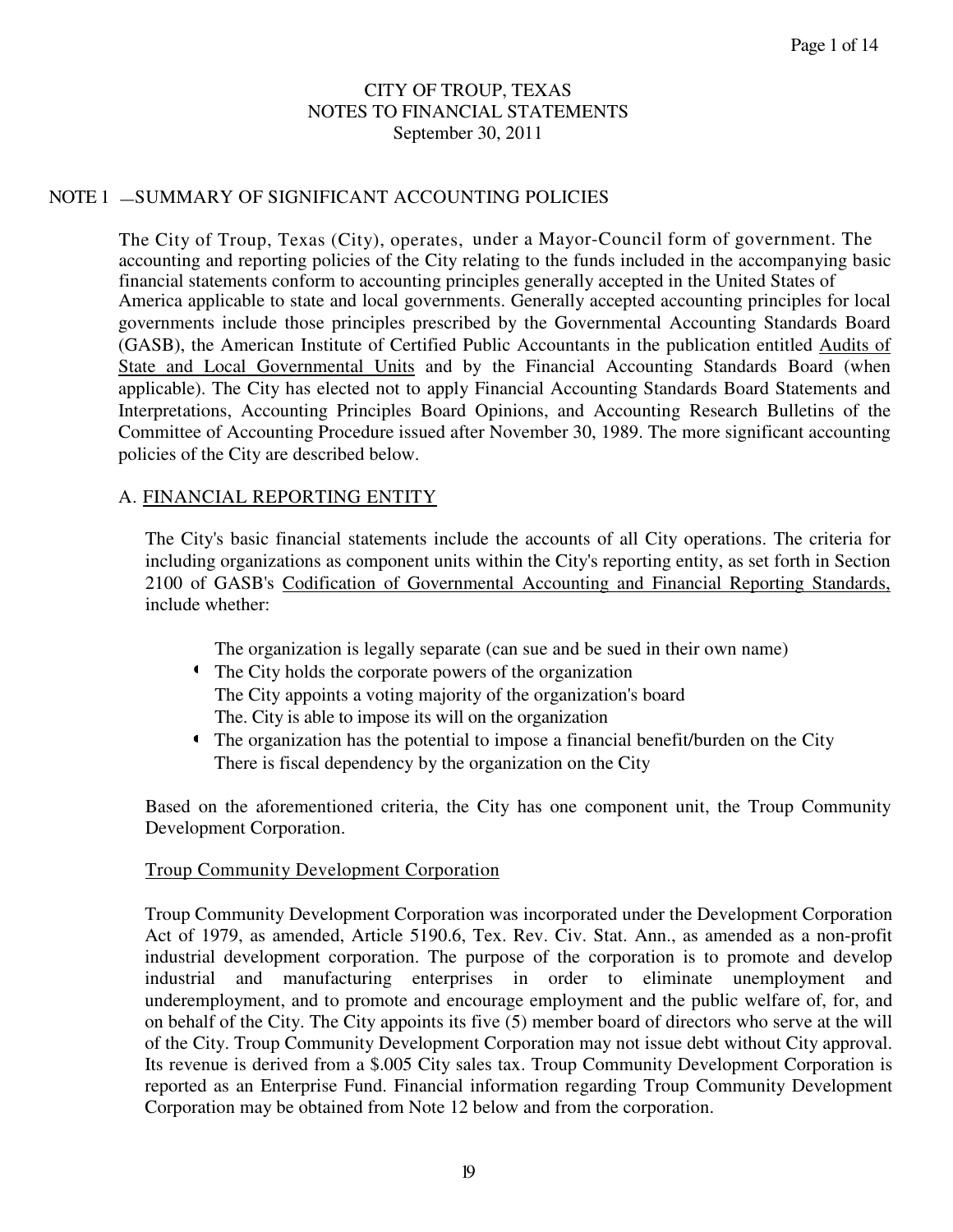# CITY OF TROUP, TEXAS
## NOTES TO FINANCIAL STATEMENTS
### September 30, 2011

## NOTE 1 — SUMMARY OF SIGNIFICANT ACCOUNTING POLICIES

The City of Troup, Texas (City), operates, under a Mayor-Council form of government. The accounting and reporting policies of the City relating to the funds included in the accompanying basic financial statements conform to accounting principles generally accepted in the United States of America applicable to state and local governments. Generally accepted accounting principles for local governments include those principles prescribed by the Governmental Accounting Standards Board (GASB), the American Institute of Certified Public Accountants in the publication entitled Audits of State and Local Governmental Units and by the Financial Accounting Standards Board (when applicable). The City has elected not to apply Financial Accounting Standards Board Statements and Interpretations, Accounting Principles Board Opinions, and Accounting Research Bulletins of the Committee of Accounting Procedure issued after November 30, 1989. The more significant accounting policies of the City are described below.

### A. FINANCIAL REPORTING ENTITY

The City's basic financial statements include the accounts of all City operations. The criteria for including organizations as component units within the City's reporting entity, as set forth in Section 2100 of GASB's Codification of Governmental Accounting and Financial Reporting Standards, include whether:

- The organization is legally separate (can sue and be sued in their own name)
- The City holds the corporate powers of the organization
- The City appoints a voting majority of the organization's board
- The. City is able to impose its will on the organization
- The organization has the potential to impose a financial benefit/burden on the City
- There is fiscal dependency by the organization on the City

Based on the aforementioned criteria, the City has one component unit, the Troup Community Development Corporation.

#### Troup Community Development Corporation

Troup Community Development Corporation was incorporated under the Development Corporation Act of 1979, as amended, Article 5190.6, Tex. Rev. Civ. Stat. Ann., as amended as a non-profit industrial development corporation. The purpose of the corporation is to promote and develop industrial and manufacturing enterprises in order to eliminate unemployment and underemployment, and to promote and encourage employment and the public welfare of, for, and on behalf of the City. The City appoints its five (5) member board of directors who serve at the will of the City. Troup Community Development Corporation may not issue debt without City approval. Its revenue is derived from a $.005 City sales tax. Troup Community Development Corporation is reported as an Enterprise Fund. Financial information regarding Troup Community Development Corporation may be obtained from Note 12 below and from the corporation.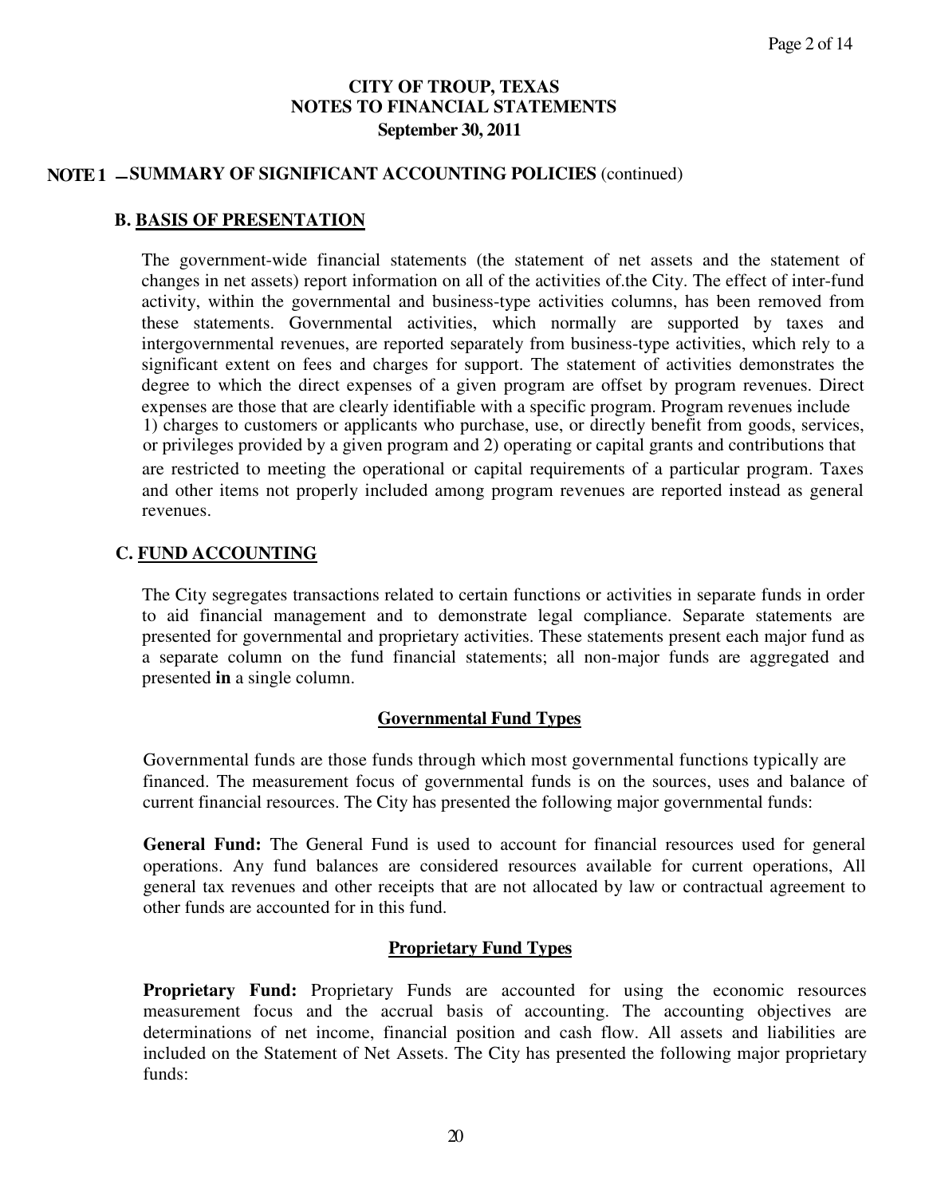# CITY OF TROUP, TEXAS
# NOTES TO FINANCIAL STATEMENTS
## September 30, 2011

## NOTE 1 – SUMMARY OF SIGNIFICANT ACCOUNTING POLICIES (continued)

### B. BASIS OF PRESENTATION

The government-wide financial statements (the statement of net assets and the statement of changes in net assets) report information on all of the activities of.the City. The effect of inter-fund activity, within the governmental and business-type activities columns, has been removed from these statements. Governmental activities, which normally are supported by taxes and intergovernmental revenues, are reported separately from business-type activities, which rely to a significant extent on fees and charges for support. The statement of activities demonstrates the degree to which the direct expenses of a given program are offset by program revenues. Direct expenses are those that are clearly identifiable with a specific program. Program revenues include 1) charges to customers or applicants who purchase, use, or directly benefit from goods, services, or privileges provided by a given program and 2) operating or capital grants and contributions that are restricted to meeting the operational or capital requirements of a particular program. Taxes and other items not properly included among program revenues are reported instead as general revenues.

### C. FUND ACCOUNTING

The City segregates transactions related to certain functions or activities in separate funds in order to aid financial management and to demonstrate legal compliance. Separate statements are presented for governmental and proprietary activities. These statements present each major fund as a separate column on the fund financial statements; all non-major funds are aggregated and presented **in** a single column.

#### Governmental Fund Types

Governmental funds are those funds through which most governmental functions typically are financed. The measurement focus of governmental funds is on the sources, uses and balance of current financial resources. The City has presented the following major governmental funds:

**General Fund:** The General Fund is used to account for financial resources used for general operations. Any fund balances are considered resources available for current operations, All general tax revenues and other receipts that are not allocated by law or contractual agreement to other funds are accounted for in this fund.

#### Proprietary Fund Types

**Proprietary Fund:** Proprietary Funds are accounted for using the economic resources measurement focus and the accrual basis of accounting. The accounting objectives are determinations of net income, financial position and cash flow. All assets and liabilities are included on the Statement of Net Assets. The City has presented the following major proprietary funds: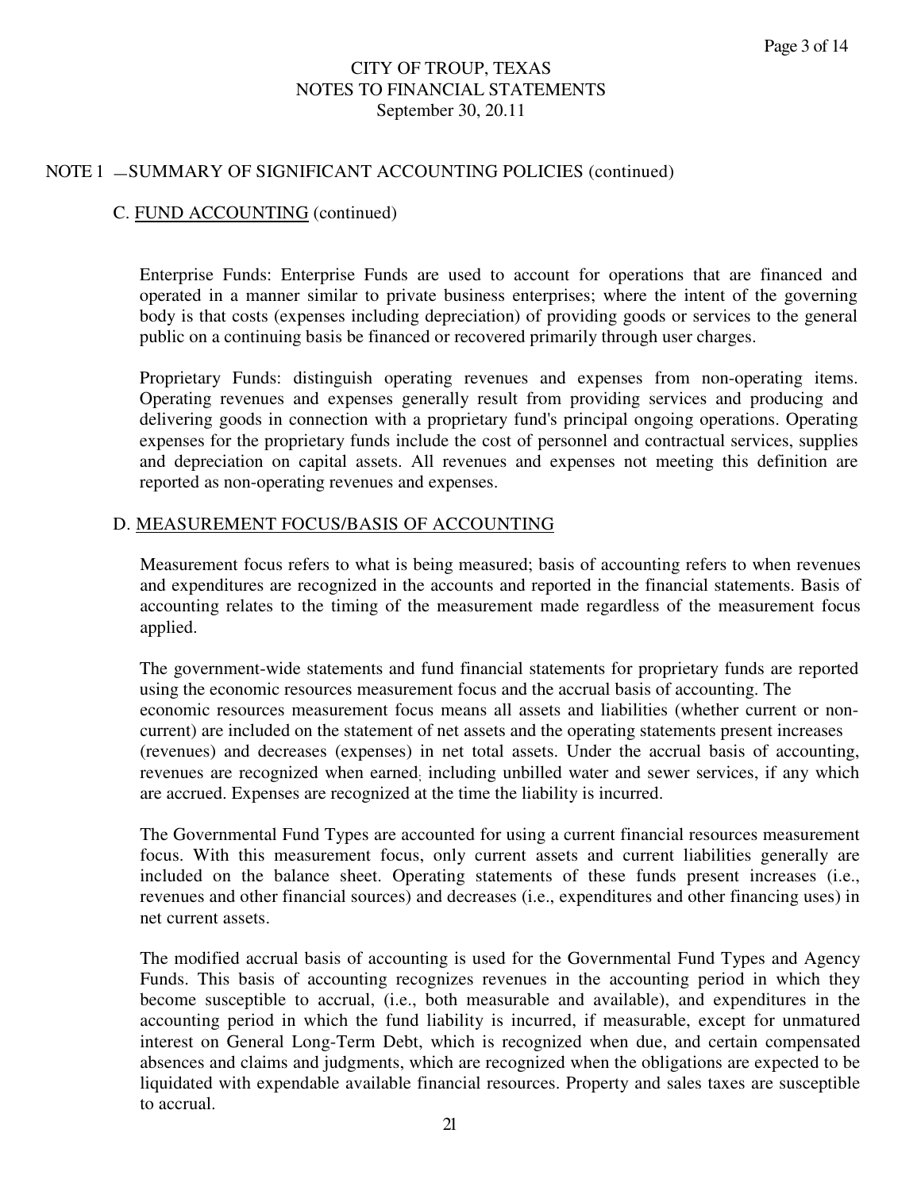## NOTE 1 — SUMMARY OF SIGNIFICANT ACCOUNTING POLICIES (continued)

### C. FUND ACCOUNTING (continued)

Enterprise Funds: Enterprise Funds are used to account for operations that are financed and operated in a manner similar to private business enterprises; where the intent of the governing body is that costs (expenses including depreciation) of providing goods or services to the general public on a continuing basis be financed or recovered primarily through user charges.

Proprietary Funds: distinguish operating revenues and expenses from non-operating items. Operating revenues and expenses generally result from providing services and producing and delivering goods in connection with a proprietary fund's principal ongoing operations. Operating expenses for the proprietary funds include the cost of personnel and contractual services, supplies and depreciation on capital assets. All revenues and expenses not meeting this definition are reported as non-operating revenues and expenses.

### D. MEASUREMENT FOCUS/BASIS OF ACCOUNTING

Measurement focus refers to what is being measured; basis of accounting refers to when revenues and expenditures are recognized in the accounts and reported in the financial statements. Basis of accounting relates to the timing of the measurement made regardless of the measurement focus applied.

The government-wide statements and fund financial statements for proprietary funds are reported using the economic resources measurement focus and the accrual basis of accounting. The economic resources measurement focus means all assets and liabilities (whether current or non-current) are included on the statement of net assets and the operating statements present increases (revenues) and decreases (expenses) in net total assets. Under the accrual basis of accounting, revenues are recognized when earned; including unbilled water and sewer services, if any which are accrued. Expenses are recognized at the time the liability is incurred.

The Governmental Fund Types are accounted for using a current financial resources measurement focus. With this measurement focus, only current assets and current liabilities generally are included on the balance sheet. Operating statements of these funds present increases (i.e., revenues and other financial sources) and decreases (i.e., expenditures and other financing uses) in net current assets.

The modified accrual basis of accounting is used for the Governmental Fund Types and Agency Funds. This basis of accounting recognizes revenues in the accounting period in which they become susceptible to accrual, (i.e., both measurable and available), and expenditures in the accounting period in which the fund liability is incurred, if measurable, except for unmatured interest on General Long-Term Debt, which is recognized when due, and certain compensated absences and claims and judgments, which are recognized when the obligations are expected to be liquidated with expendable available financial resources. Property and sales taxes are susceptible to accrual.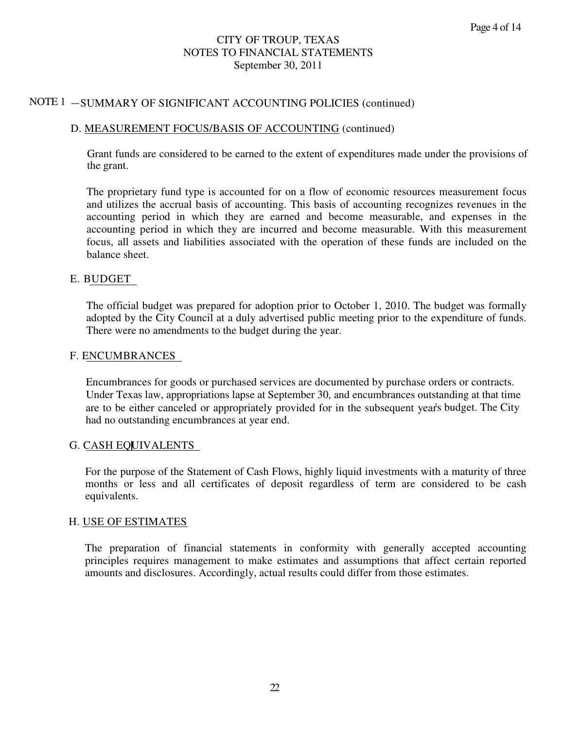## NOTE 1 – SUMMARY OF SIGNIFICANT ACCOUNTING POLICIES (continued)

### D. MEASUREMENT FOCUS/BASIS OF ACCOUNTING (continued)

Grant funds are considered to be earned to the extent of expenditures made under the provisions of the grant.

The proprietary fund type is accounted for on a flow of economic resources measurement focus and utilizes the accrual basis of accounting. This basis of accounting recognizes revenues in the accounting period in which they are earned and become measurable, and expenses in the accounting period in which they are incurred and become measurable. With this measurement focus, all assets and liabilities associated with the operation of these funds are included on the balance sheet.

### E. BUDGET

The official budget was prepared for adoption prior to October 1, 2010. The budget was formally adopted by the City Council at a duly advertised public meeting prior to the expenditure of funds. There were no amendments to the budget during the year.

### F. ENCUMBRANCES

Encumbrances for goods or purchased services are documented by purchase orders or contracts. Under Texas law, appropriations lapse at September 30, and encumbrances outstanding at that time are to be either canceled or appropriately provided for in the subsequent year's budget. The City had no outstanding encumbrances at year end.

### G. CASH EQUIVALENTS

For the purpose of the Statement of Cash Flows, highly liquid investments with a maturity of three months or less and all certificates of deposit regardless of term are considered to be cash equivalents.

### H. USE OF ESTIMATES

The preparation of financial statements in conformity with generally accepted accounting principles requires management to make estimates and assumptions that affect certain reported amounts and disclosures. Accordingly, actual results could differ from those estimates.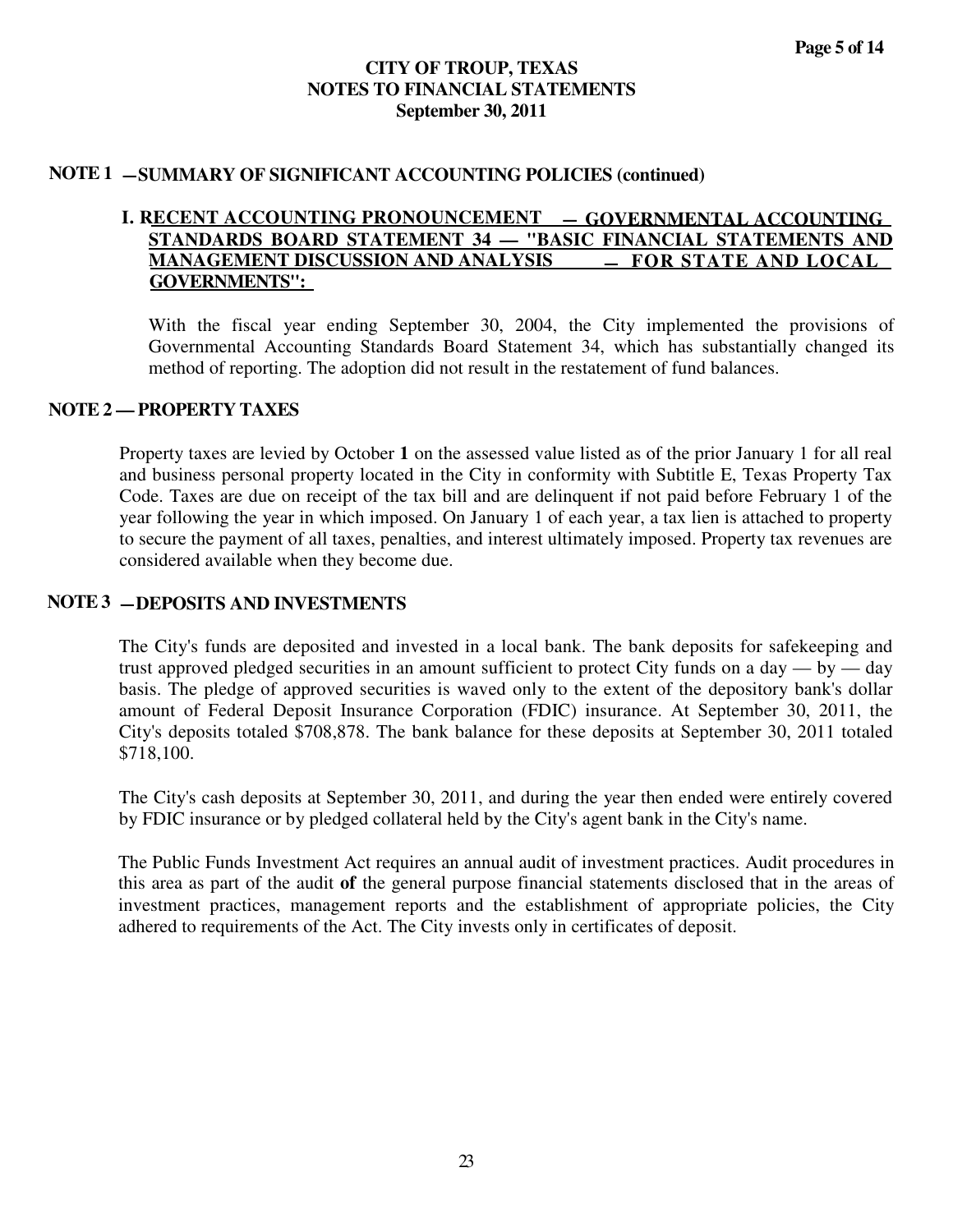## NOTE 1 — SUMMARY OF SIGNIFICANT ACCOUNTING POLICIES (continued)

### I. RECENT ACCOUNTING PRONOUNCEMENT — GOVERNMENTAL ACCOUNTING STANDARDS BOARD STATEMENT 34 — "BASIC FINANCIAL STATEMENTS AND MANAGEMENT DISCUSSION AND ANALYSIS — FOR STATE AND LOCAL GOVERNMENTS":

With the fiscal year ending September 30, 2004, the City implemented the provisions of Governmental Accounting Standards Board Statement 34, which has substantially changed its method of reporting. The adoption did not result in the restatement of fund balances.

## NOTE 2 — PROPERTY TAXES

Property taxes are levied by October **1** on the assessed value listed as of the prior January 1 for all real and business personal property located in the City in conformity with Subtitle E, Texas Property Tax Code. Taxes are due on receipt of the tax bill and are delinquent if not paid before February 1 of the year following the year in which imposed. On January 1 of each year, a tax lien is attached to property to secure the payment of all taxes, penalties, and interest ultimately imposed. Property tax revenues are considered available when they become due.

## NOTE 3 — DEPOSITS AND INVESTMENTS

The City's funds are deposited and invested in a local bank. The bank deposits for safekeeping and trust approved pledged securities in an amount sufficient to protect City funds on a day — by — day basis. The pledge of approved securities is waved only to the extent of the depository bank's dollar amount of Federal Deposit Insurance Corporation (FDIC) insurance. At September 30, 2011, the City's deposits totaled $708,878. The bank balance for these deposits at September 30, 2011 totaled $718,100.

The City's cash deposits at September 30, 2011, and during the year then ended were entirely covered by FDIC insurance or by pledged collateral held by the City's agent bank in the City's name.

The Public Funds Investment Act requires an annual audit of investment practices. Audit procedures in this area as part of the audit **of** the general purpose financial statements disclosed that in the areas of investment practices, management reports and the establishment of appropriate policies, the City adhered to requirements of the Act. The City invests only in certificates of deposit.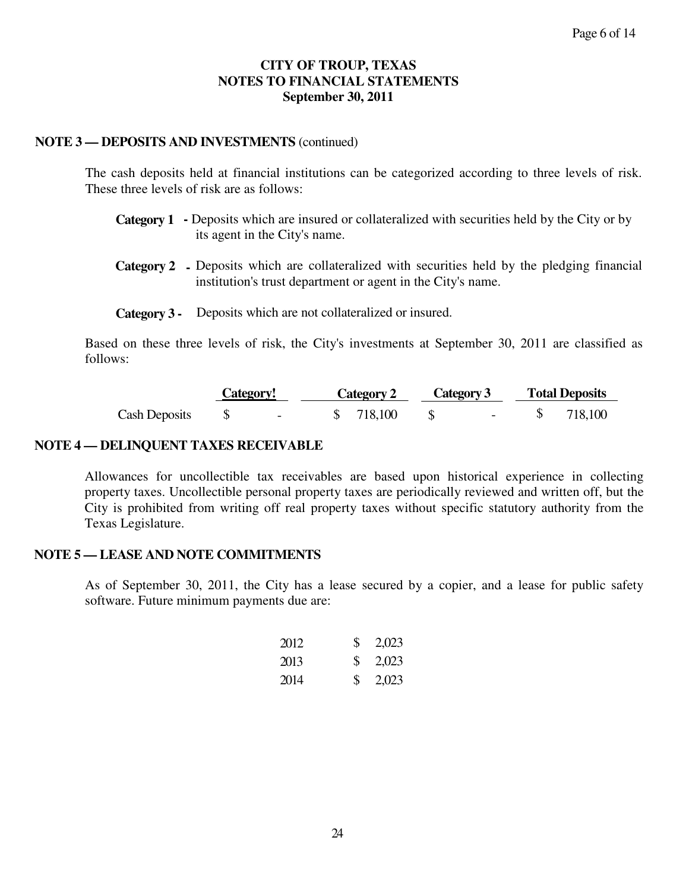**CITY OF TROUP, TEXAS**
**NOTES TO FINANCIAL STATEMENTS**
**September 30, 2011**

**NOTE 3 — DEPOSITS AND INVESTMENTS** (continued)

The cash deposits held at financial institutions can be categorized according to three levels of risk. These three levels of risk are as follows:

**Category 1 -** Deposits which are insured or collateralized with securities held by the City or by its agent in the City's name.

**Category 2 -** Deposits which are collateralized with securities held by the pledging financial institution's trust department or agent in the City's name.

**Category 3 -** Deposits which are not collateralized or insured.

Based on these three levels of risk, the City's investments at September 30, 2011 are classified as follows:

| | Category! | Category 2 | Category 3 | Total Deposits |
|---|---|---|---|---|
| Cash Deposits | $ - | $ 718,100 | $ - | $ 718,100 |

**NOTE 4 — DELINQUENT TAXES RECEIVABLE**

Allowances for uncollectible tax receivables are based upon historical experience in collecting property taxes. Uncollectible personal property taxes are periodically reviewed and written off, but the City is prohibited from writing off real property taxes without specific statutory authority from the Texas Legislature.

**NOTE 5 — LEASE AND NOTE COMMITMENTS**

As of September 30, 2011, the City has a lease secured by a copier, and a lease for public safety software. Future minimum payments due are:

| | |
|---|---|
| 2012 | $ 2,023 |
| 2013 | $ 2,023 |
| 2014 | $ 2,023 |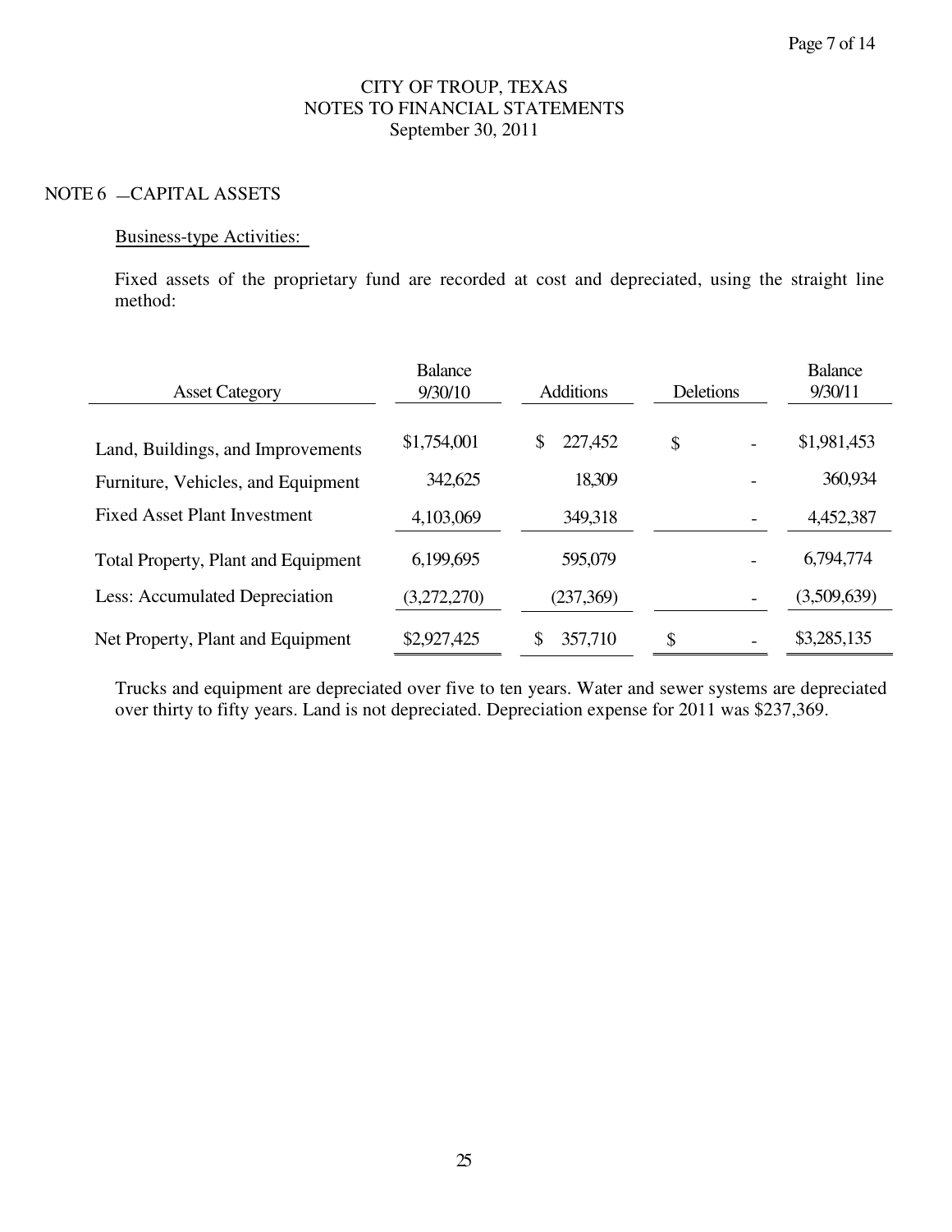# CITY OF TROUP, TEXAS
## NOTES TO FINANCIAL STATEMENTS
### September 30, 2011

NOTE 6 — CAPITAL ASSETS

Business-type Activities:

Fixed assets of the proprietary fund are recorded at cost and depreciated, using the straight line method:

| Asset Category | Balance 9/30/10 | Additions | Deletions | Balance 9/30/11 |
|---|---|---|---|---|
| Land, Buildings, and Improvements | $1,754,001 | $ 227,452 | $ - | $1,981,453 |
| Furniture, Vehicles, and Equipment | 342,625 | 18,309 | - | 360,934 |
| Fixed Asset Plant Investment | 4,103,069 | 349,318 | - | 4,452,387 |
| Total Property, Plant and Equipment | 6,199,695 | 595,079 | - | 6,794,774 |
| Less: Accumulated Depreciation | (3,272,270) | (237,369) | - | (3,509,639) |
| Net Property, Plant and Equipment | $2,927,425 | $ 357,710 | $ - | $3,285,135 |

Trucks and equipment are depreciated over five to ten years. Water and sewer systems are depreciated over thirty to fifty years. Land is not depreciated. Depreciation expense for 2011 was $237,369.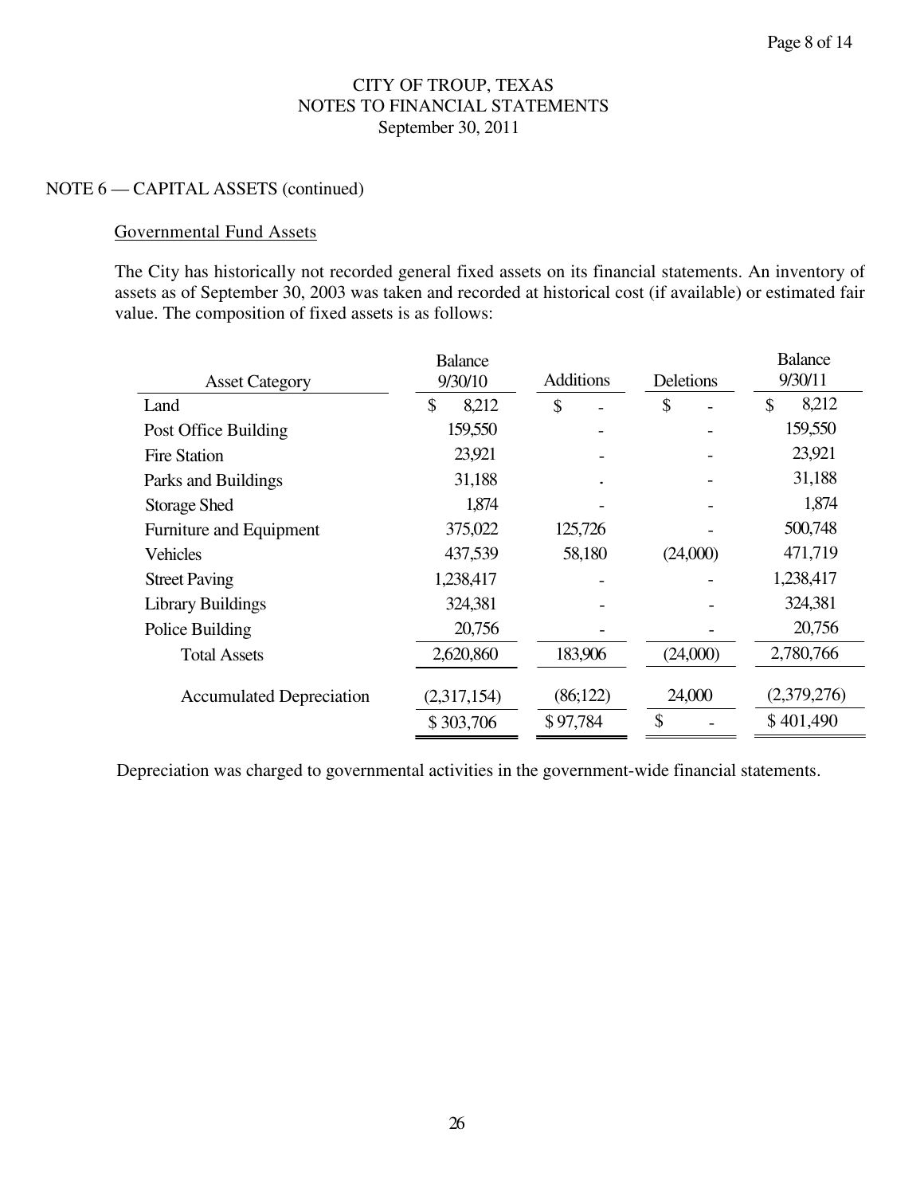CITY OF TROUP, TEXAS
NOTES TO FINANCIAL STATEMENTS
September 30, 2011

NOTE 6 — CAPITAL ASSETS (continued)

Governmental Fund Assets

The City has historically not recorded general fixed assets on its financial statements. An inventory of assets as of September 30, 2003 was taken and recorded at historical cost (if available) or estimated fair value. The composition of fixed assets is as follows:

| Asset Category | Balance 9/30/10 | Additions | Deletions | Balance 9/30/11 |
|---|---|---|---|---|
| Land | $ 8,212 | $ - | $ - | $ 8,212 |
| Post Office Building | 159,550 | - | - | 159,550 |
| Fire Station | 23,921 | - | - | 23,921 |
| Parks and Buildings | 31,188 | . | - | 31,188 |
| Storage Shed | 1,874 | - | - | 1,874 |
| Furniture and Equipment | 375,022 | 125,726 | - | 500,748 |
| Vehicles | 437,539 | 58,180 | (24,000) | 471,719 |
| Street Paving | 1,238,417 | - | - | 1,238,417 |
| Library Buildings | 324,381 | - | - | 324,381 |
| Police Building | 20,756 | - | - | 20,756 |
| Total Assets | 2,620,860 | 183,906 | (24,000) | 2,780,766 |
| Accumulated Depreciation | (2,317,154) | (86;122) | 24,000 | (2,379,276) |
| | $ 303,706 | $ 97,784 | $ - | $ 401,490 |

Depreciation was charged to governmental activities in the government-wide financial statements.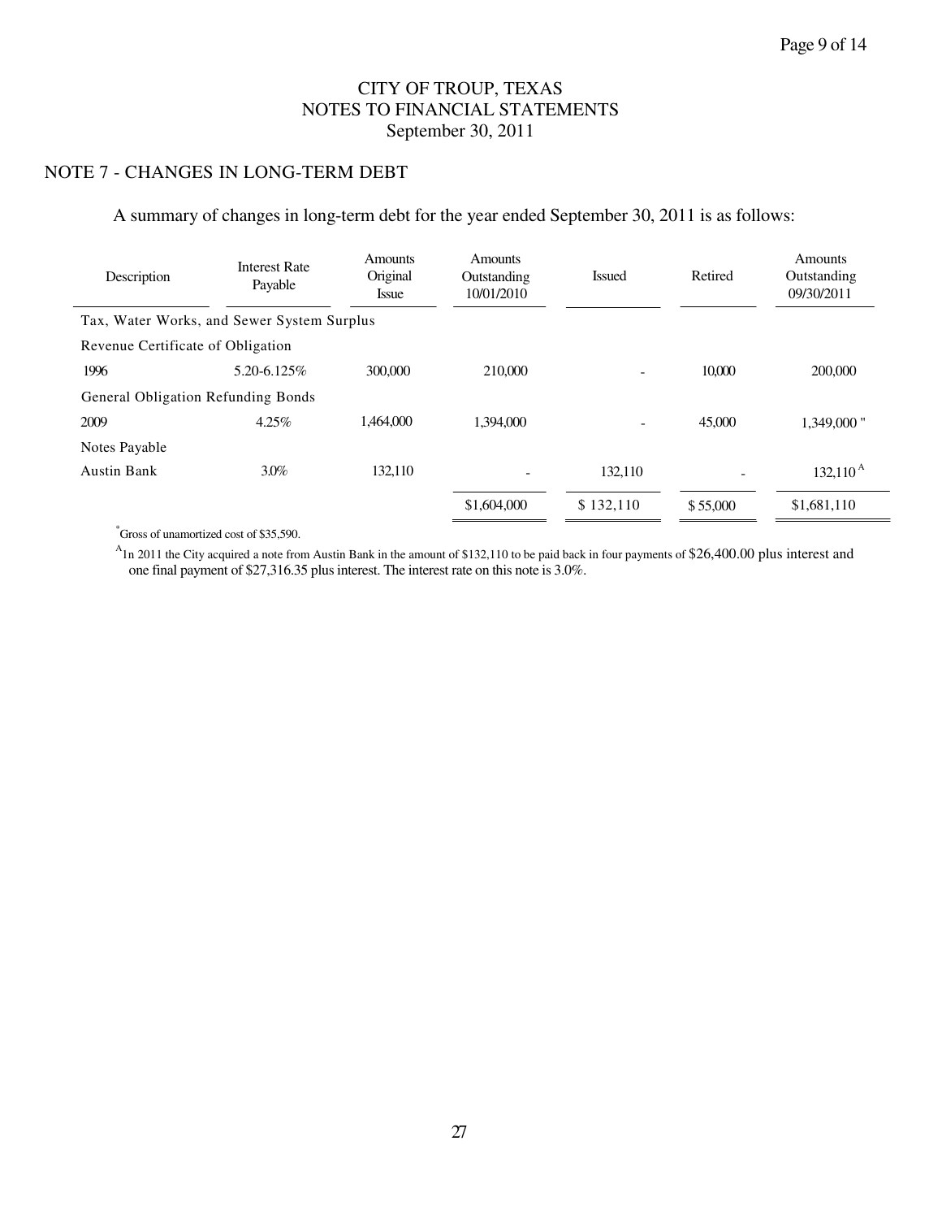# CITY OF TROUP, TEXAS
## NOTES TO FINANCIAL STATEMENTS
### September 30, 2011

## NOTE 7 - CHANGES IN LONG-TERM DEBT

A summary of changes in long-term debt for the year ended September 30, 2011 is as follows:

| Description | Interest Rate Payable | Amounts Original Issue | Amounts Outstanding 10/01/2010 | Issued | Retired | Amounts Outstanding 09/30/2011 |
|---|---|---|---|---|---|---|
| Tax, Water Works, and Sewer System Surplus | | | | | | |
| Revenue Certificate of Obligation | | | | | | |
| 1996 | 5.20-6.125% | 300,000 | 210,000 | - | 10,000 | 200,000 |
| General Obligation Refunding Bonds | | | | | | |
| 2009 | 4.25% | 1,464,000 | 1,394,000 | - | 45,000 | 1,349,000 * |
| Notes Payable | | | | | | |
| Austin Bank | 3.0% | 132,110 | - | 132,110 | - | 132,110 [A] |
| | | | $1,604,000 | $ 132,110 | $ 55,000 | $1,681,110 |

*Gross of unamortized cost of $35,590.

[A] In 2011 the City acquired a note from Austin Bank in the amount of $132,110 to be paid back in four payments of $26,400.00 plus interest and one final payment of $27,316.35 plus interest. The interest rate on this note is 3.0%.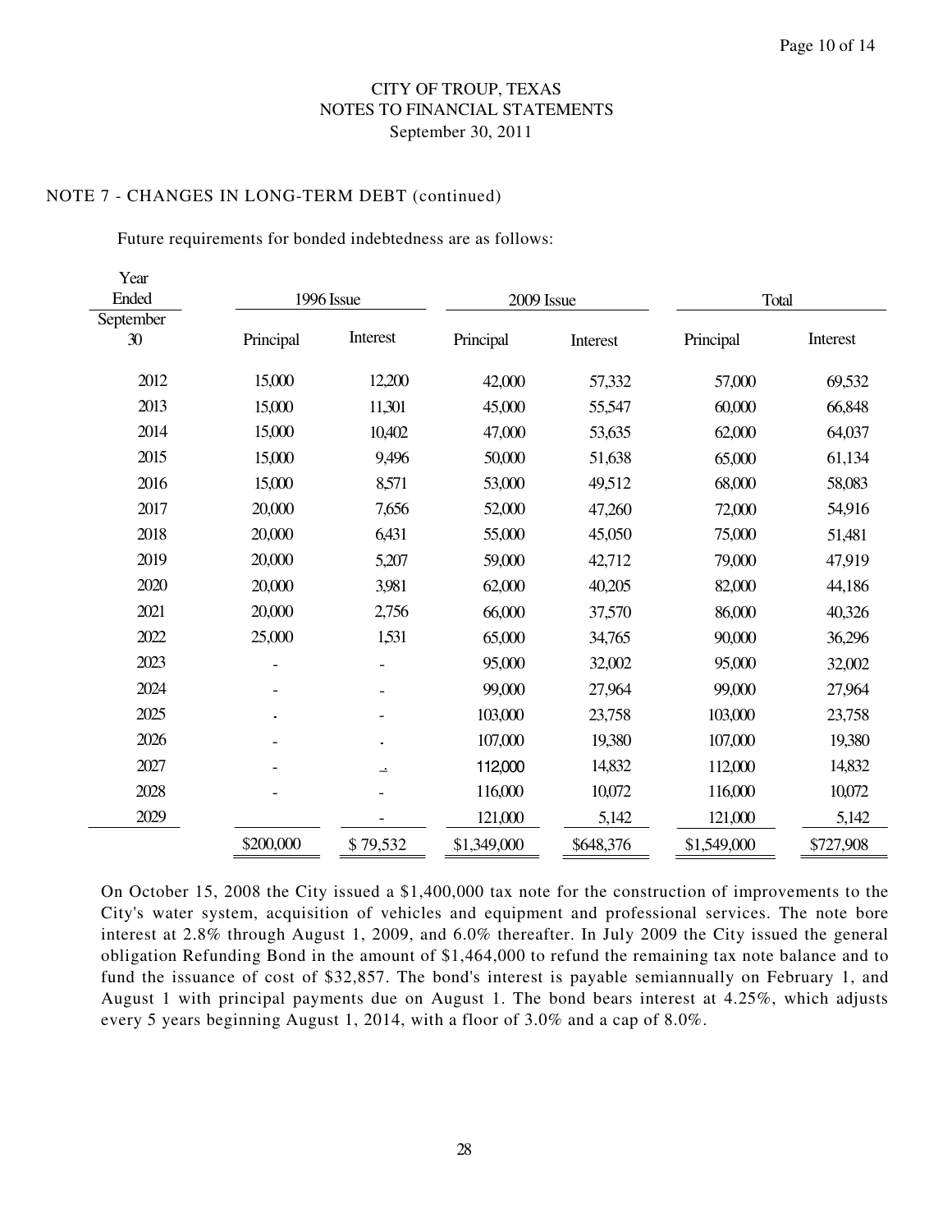CITY OF TROUP, TEXAS
NOTES TO FINANCIAL STATEMENTS
September 30, 2011

NOTE 7 - CHANGES IN LONG-TERM DEBT (continued)

Future requirements for bonded indebtedness are as follows:

| Year Ended September 30 | 1996 Issue | | 2009 Issue | | Total | |
|---|---|---|---|---|---|---|
| | Principal | Interest | Principal | Interest | Principal | Interest |
| 2012 | 15,000 | 12,200 | 42,000 | 57,332 | 57,000 | 69,532 |
| 2013 | 15,000 | 11,301 | 45,000 | 55,547 | 60,000 | 66,848 |
| 2014 | 15,000 | 10,402 | 47,000 | 53,635 | 62,000 | 64,037 |
| 2015 | 15,000 | 9,496 | 50,000 | 51,638 | 65,000 | 61,134 |
| 2016 | 15,000 | 8,571 | 53,000 | 49,512 | 68,000 | 58,083 |
| 2017 | 20,000 | 7,656 | 52,000 | 47,260 | 72,000 | 54,916 |
| 2018 | 20,000 | 6,431 | 55,000 | 45,050 | 75,000 | 51,481 |
| 2019 | 20,000 | 5,207 | 59,000 | 42,712 | 79,000 | 47,919 |
| 2020 | 20,000 | 3,981 | 62,000 | 40,205 | 82,000 | 44,186 |
| 2021 | 20,000 | 2,756 | 66,000 | 37,570 | 86,000 | 40,326 |
| 2022 | 25,000 | 1,531 | 65,000 | 34,765 | 90,000 | 36,296 |
| 2023 | - | - | 95,000 | 32,002 | 95,000 | 32,002 |
| 2024 | - | - | 99,000 | 27,964 | 99,000 | 27,964 |
| 2025 | - | - | 103,000 | 23,758 | 103,000 | 23,758 |
| 2026 | - | - | 107,000 | 19,380 | 107,000 | 19,380 |
| 2027 | - | - | 112,000 | 14,832 | 112,000 | 14,832 |
| 2028 | - | - | 116,000 | 10,072 | 116,000 | 10,072 |
| 2029 | | - | 121,000 | 5,142 | 121,000 | 5,142 |
| | $200,000 | $ 79,532 | $1,349,000 | $648,376 | $1,549,000 | $727,908 |

On October 15, 2008 the City issued a $1,400,000 tax note for the construction of improvements to the City's water system, acquisition of vehicles and equipment and professional services. The note bore interest at 2.8% through August 1, 2009, and 6.0% thereafter. In July 2009 the City issued the general obligation Refunding Bond in the amount of $1,464,000 to refund the remaining tax note balance and to fund the issuance of cost of $32,857. The bond's interest is payable semiannually on February 1, and August 1 with principal payments due on August 1. The bond bears interest at 4.25%, which adjusts every 5 years beginning August 1, 2014, with a floor of 3.0% and a cap of 8.0%.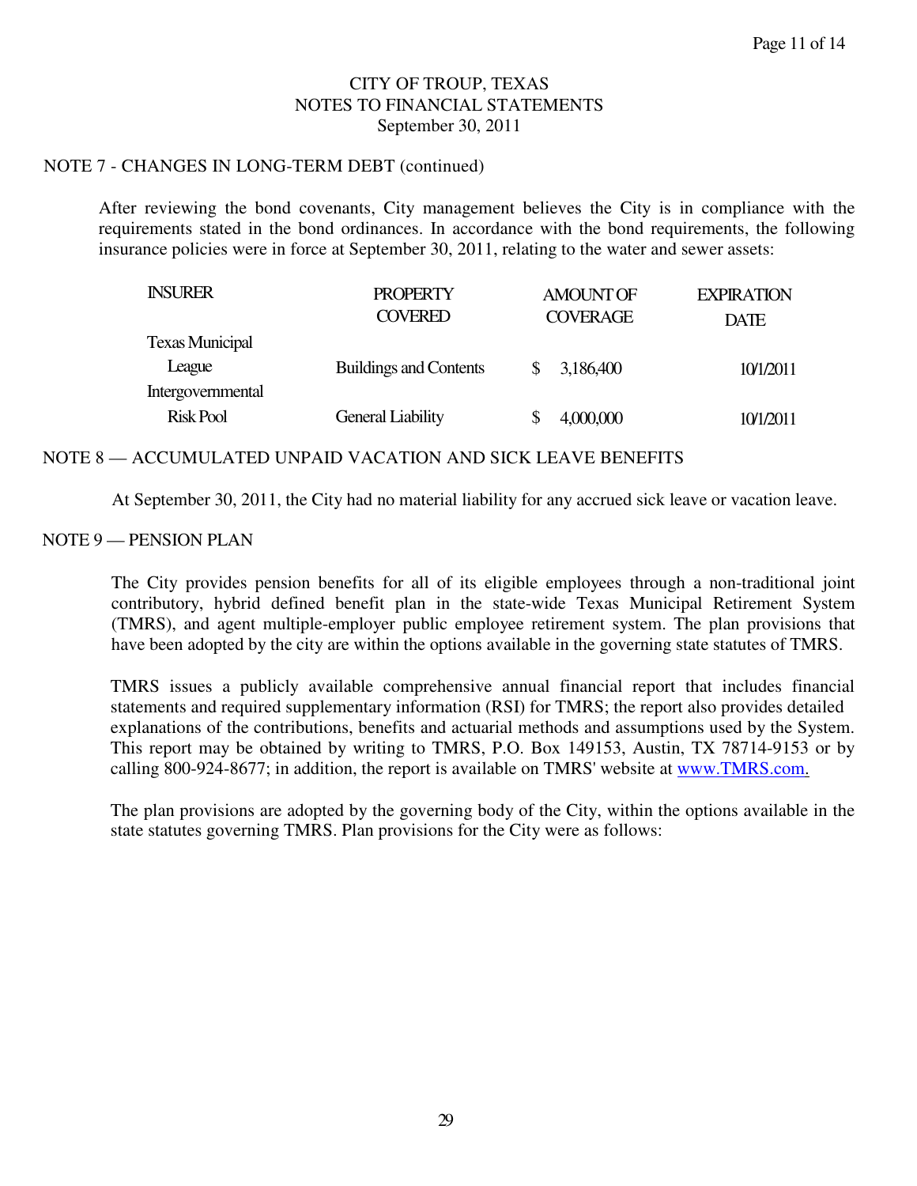CITY OF TROUP, TEXAS
NOTES TO FINANCIAL STATEMENTS
September 30, 2011

## NOTE 7 - CHANGES IN LONG-TERM DEBT (continued)

After reviewing the bond covenants, City management believes the City is in compliance with the requirements stated in the bond ordinances. In accordance with the bond requirements, the following insurance policies were in force at September 30, 2011, relating to the water and sewer assets:

| INSURER | PROPERTY COVERED | AMOUNT OF COVERAGE | EXPIRATION DATE |
|---|---|---|---|
| Texas Municipal League | Buildings and Contents | $ 3,186,400 | 10/1/2011 |
| Intergovernmental Risk Pool | General Liability | $ 4,000,000 | 10/1/2011 |

## NOTE 8 — ACCUMULATED UNPAID VACATION AND SICK LEAVE BENEFITS

At September 30, 2011, the City had no material liability for any accrued sick leave or vacation leave.

## NOTE 9 — PENSION PLAN

The City provides pension benefits for all of its eligible employees through a non-traditional joint contributory, hybrid defined benefit plan in the state-wide Texas Municipal Retirement System (TMRS), and agent multiple-employer public employee retirement system. The plan provisions that have been adopted by the city are within the options available in the governing state statutes of TMRS.

TMRS issues a publicly available comprehensive annual financial report that includes financial statements and required supplementary information (RSI) for TMRS; the report also provides detailed explanations of the contributions, benefits and actuarial methods and assumptions used by the System. This report may be obtained by writing to TMRS, P.O. Box 149153, Austin, TX 78714-9153 or by calling 800-924-8677; in addition, the report is available on TMRS' website at www.TMRS.com.

The plan provisions are adopted by the governing body of the City, within the options available in the state statutes governing TMRS. Plan provisions for the City were as follows: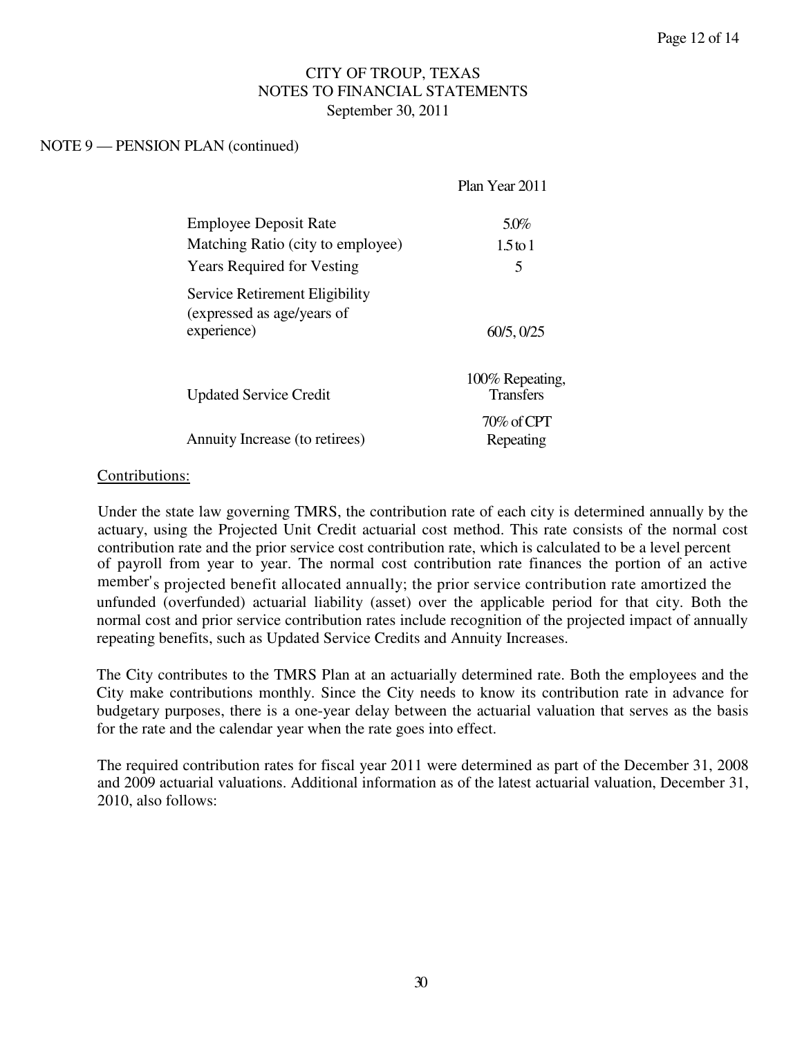CITY OF TROUP, TEXAS
NOTES TO FINANCIAL STATEMENTS
September 30, 2011

NOTE 9 — PENSION PLAN (continued)

| | Plan Year 2011 |
|---|---|
| Employee Deposit Rate | 5.0% |
| Matching Ratio (city to employee) | 1.5 to 1 |
| Years Required for Vesting | 5 |
| Service Retirement Eligibility (expressed as age/years of experience) | 60/5, 0/25 |
| Updated Service Credit | 100% Repeating, Transfers |
| Annuity Increase (to retirees) | 70% of CPT Repeating |

Contributions:

Under the state law governing TMRS, the contribution rate of each city is determined annually by the actuary, using the Projected Unit Credit actuarial cost method. This rate consists of the normal cost contribution rate and the prior service cost contribution rate, which is calculated to be a level percent of payroll from year to year. The normal cost contribution rate finances the portion of an active member's projected benefit allocated annually; the prior service contribution rate amortized the unfunded (overfunded) actuarial liability (asset) over the applicable period for that city. Both the normal cost and prior service contribution rates include recognition of the projected impact of annually repeating benefits, such as Updated Service Credits and Annuity Increases.

The City contributes to the TMRS Plan at an actuarially determined rate. Both the employees and the City make contributions monthly. Since the City needs to know its contribution rate in advance for budgetary purposes, there is a one-year delay between the actuarial valuation that serves as the basis for the rate and the calendar year when the rate goes into effect.

The required contribution rates for fiscal year 2011 were determined as part of the December 31, 2008 and 2009 actuarial valuations. Additional information as of the latest actuarial valuation, December 31, 2010, also follows: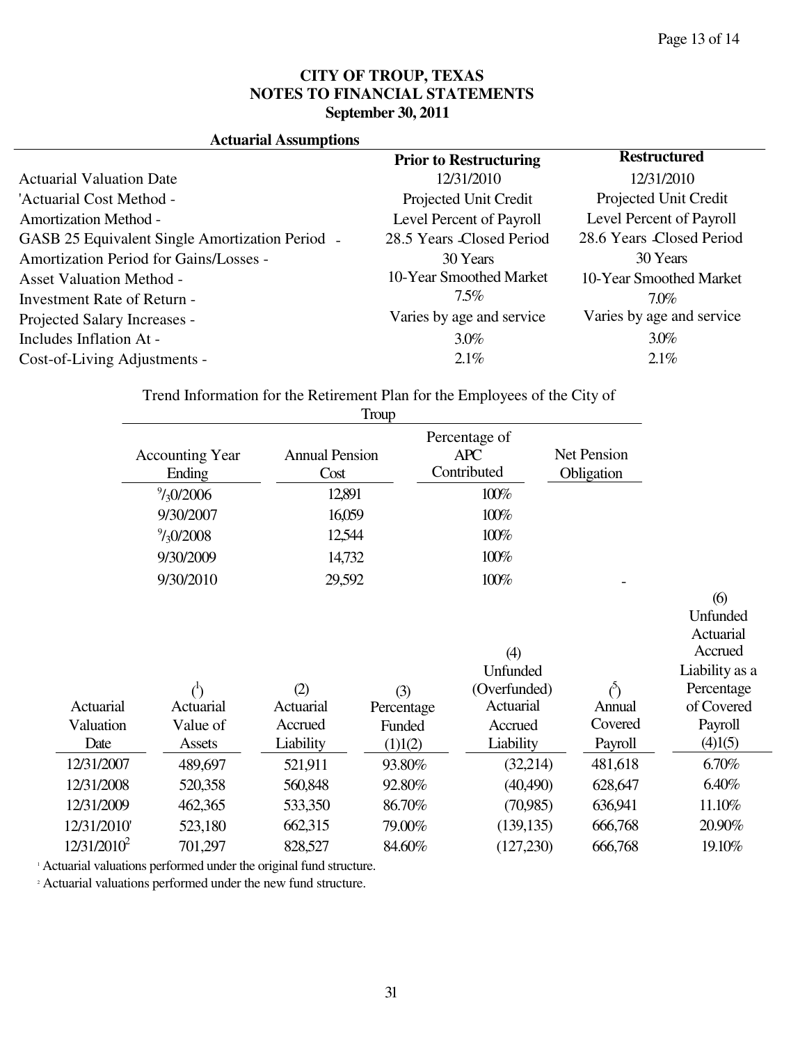**CITY OF TROUP, TEXAS**
**NOTES TO FINANCIAL STATEMENTS**
**September 30, 2011**

**Actuarial Assumptions**

| | **Prior to Restructuring** | **Restructured** |
|---|---|---|
| Actuarial Valuation Date | 12/31/2010 | 12/31/2010 |
| 'Actuarial Cost Method - | Projected Unit Credit | Projected Unit Credit |
| Amortization Method - | Level Percent of Payroll | Level Percent of Payroll |
| GASB 25 Equivalent Single Amortization Period - | 28.5 Years -Closed Period | 28.6 Years -Closed Period |
| Amortization Period for Gains/Losses - | 30 Years | 30 Years |
| Asset Valuation Method - | 10-Year Smoothed Market | 10-Year Smoothed Market |
| Investment Rate of Return - | 7.5% | 7.0% |
| Projected Salary Increases - | Varies by age and service | Varies by age and service |
| Includes Inflation At - | 3.0% | 3.0% |
| Cost-of-Living Adjustments - | 2.1% | 2.1% |

Trend Information for the Retirement Plan for the Employees of the City of Troup

| Accounting Year Ending | Annual Pension Cost | Percentage of APC Contributed | Net Pension Obligation |
|---|---|---|---|
| 9/30/2006 | 12,891 | 100% | |
| 9/30/2007 | 16,059 | 100% | |
| 9/30/2008 | 12,544 | 100% | |
| 9/30/2009 | 14,732 | 100% | |
| 9/30/2010 | 29,592 | 100% | - |

| Actuarial Valuation Date | (1) Actuarial Value of Assets | (2) Actuarial Accrued Liability | (3) Percentage Funded (1)/(2) | (4) Unfunded (Overfunded) Actuarial Accrued Liability | (5) Annual Covered Payroll | (6) Unfunded Actuarial Accrued Liability as a Percentage of Covered Payroll (4)/(5) |
|---|---|---|---|---|---|---|
| 12/31/2007 | 489,697 | 521,911 | 93.80% | (32,214) | 481,618 | 6.70% |
| 12/31/2008 | 520,358 | 560,848 | 92.80% | (40,490) | 628,647 | 6.40% |
| 12/31/2009 | 462,365 | 533,350 | 86.70% | (70,985) | 636,941 | 11.10% |
| 12/31/2010[1] | 523,180 | 662,315 | 79.00% | (139,135) | 666,768 | 20.90% |
| 12/31/2010[2] | 701,297 | 828,527 | 84.60% | (127,230) | 666,768 | 19.10% |

[1] Actuarial valuations performed under the original fund structure.

[2] Actuarial valuations performed under the new fund structure.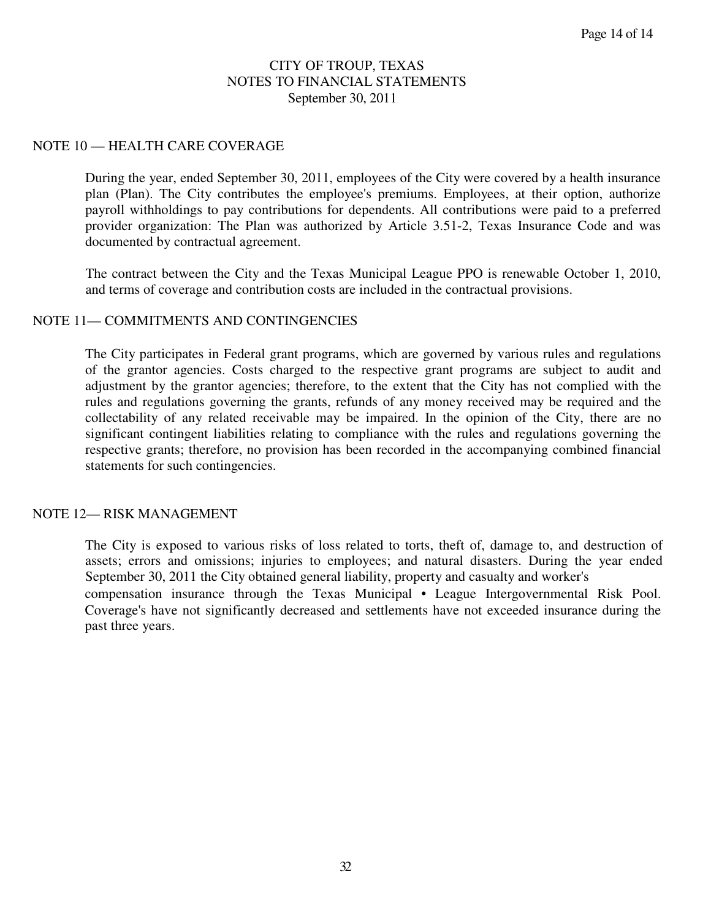CITY OF TROUP, TEXAS
NOTES TO FINANCIAL STATEMENTS
September 30, 2011

## NOTE 10 — HEALTH CARE COVERAGE

During the year, ended September 30, 2011, employees of the City were covered by a health insurance plan (Plan). The City contributes the employee's premiums. Employees, at their option, authorize payroll withholdings to pay contributions for dependents. All contributions were paid to a preferred provider organization: The Plan was authorized by Article 3.51-2, Texas Insurance Code and was documented by contractual agreement.

The contract between the City and the Texas Municipal League PPO is renewable October 1, 2010, and terms of coverage and contribution costs are included in the contractual provisions.

## NOTE 11— COMMITMENTS AND CONTINGENCIES

The City participates in Federal grant programs, which are governed by various rules and regulations of the grantor agencies. Costs charged to the respective grant programs are subject to audit and adjustment by the grantor agencies; therefore, to the extent that the City has not complied with the rules and regulations governing the grants, refunds of any money received may be required and the collectability of any related receivable may be impaired. In the opinion of the City, there are no significant contingent liabilities relating to compliance with the rules and regulations governing the respective grants; therefore, no provision has been recorded in the accompanying combined financial statements for such contingencies.

## NOTE 12— RISK MANAGEMENT

The City is exposed to various risks of loss related to torts, theft of, damage to, and destruction of assets; errors and omissions; injuries to employees; and natural disasters. During the year ended September 30, 2011 the City obtained general liability, property and casualty and worker's compensation insurance through the Texas Municipal • League Intergovernmental Risk Pool. Coverage's have not significantly decreased and settlements have not exceeded insurance during the past three years.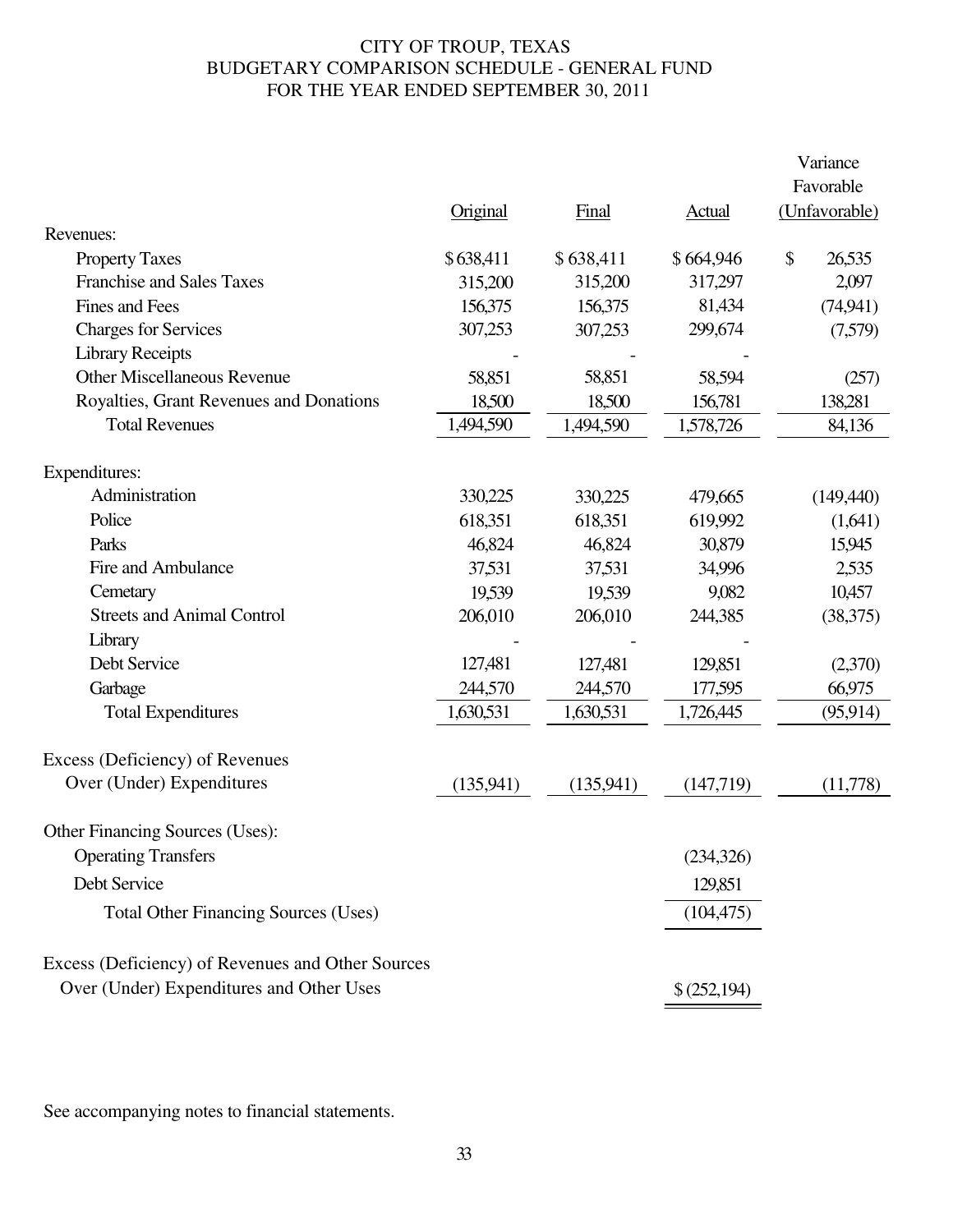# CITY OF TROUP, TEXAS
## BUDGETARY COMPARISON SCHEDULE - GENERAL FUND
## FOR THE YEAR ENDED SEPTEMBER 30, 2011

| | Original | Final | Actual | Variance Favorable (Unfavorable) |
|---|---|---|---|---|
| Revenues: | | | | |
| Property Taxes | $ 638,411 | $ 638,411 | $ 664,946 | $ 26,535 |
| Franchise and Sales Taxes | 315,200 | 315,200 | 317,297 | 2,097 |
| Fines and Fees | 156,375 | 156,375 | 81,434 | (74,941) |
| Charges for Services | 307,253 | 307,253 | 299,674 | (7,579) |
| Library Receipts | - | - | - | |
| Other Miscellaneous Revenue | 58,851 | 58,851 | 58,594 | (257) |
| Royalties, Grant Revenues and Donations | 18,500 | 18,500 | 156,781 | 138,281 |
| Total Revenues | 1,494,590 | 1,494,590 | 1,578,726 | 84,136 |
| Expenditures: | | | | |
| Administration | 330,225 | 330,225 | 479,665 | (149,440) |
| Police | 618,351 | 618,351 | 619,992 | (1,641) |
| Parks | 46,824 | 46,824 | 30,879 | 15,945 |
| Fire and Ambulance | 37,531 | 37,531 | 34,996 | 2,535 |
| Cemetary | 19,539 | 19,539 | 9,082 | 10,457 |
| Streets and Animal Control | 206,010 | 206,010 | 244,385 | (38,375) |
| Library | - | - | - | |
| Debt Service | 127,481 | 127,481 | 129,851 | (2,370) |
| Garbage | 244,570 | 244,570 | 177,595 | 66,975 |
| Total Expenditures | 1,630,531 | 1,630,531 | 1,726,445 | (95,914) |
| Excess (Deficiency) of Revenues Over (Under) Expenditures | (135,941) | (135,941) | (147,719) | (11,778) |
| Other Financing Sources (Uses): | | | | |
| Operating Transfers | | | (234,326) | |
| Debt Service | | | 129,851 | |
| Total Other Financing Sources (Uses) | | | (104,475) | |
| Excess (Deficiency) of Revenues and Other Sources Over (Under) Expenditures and Other Uses | | | $ (252,194) | |

See accompanying notes to financial statements.